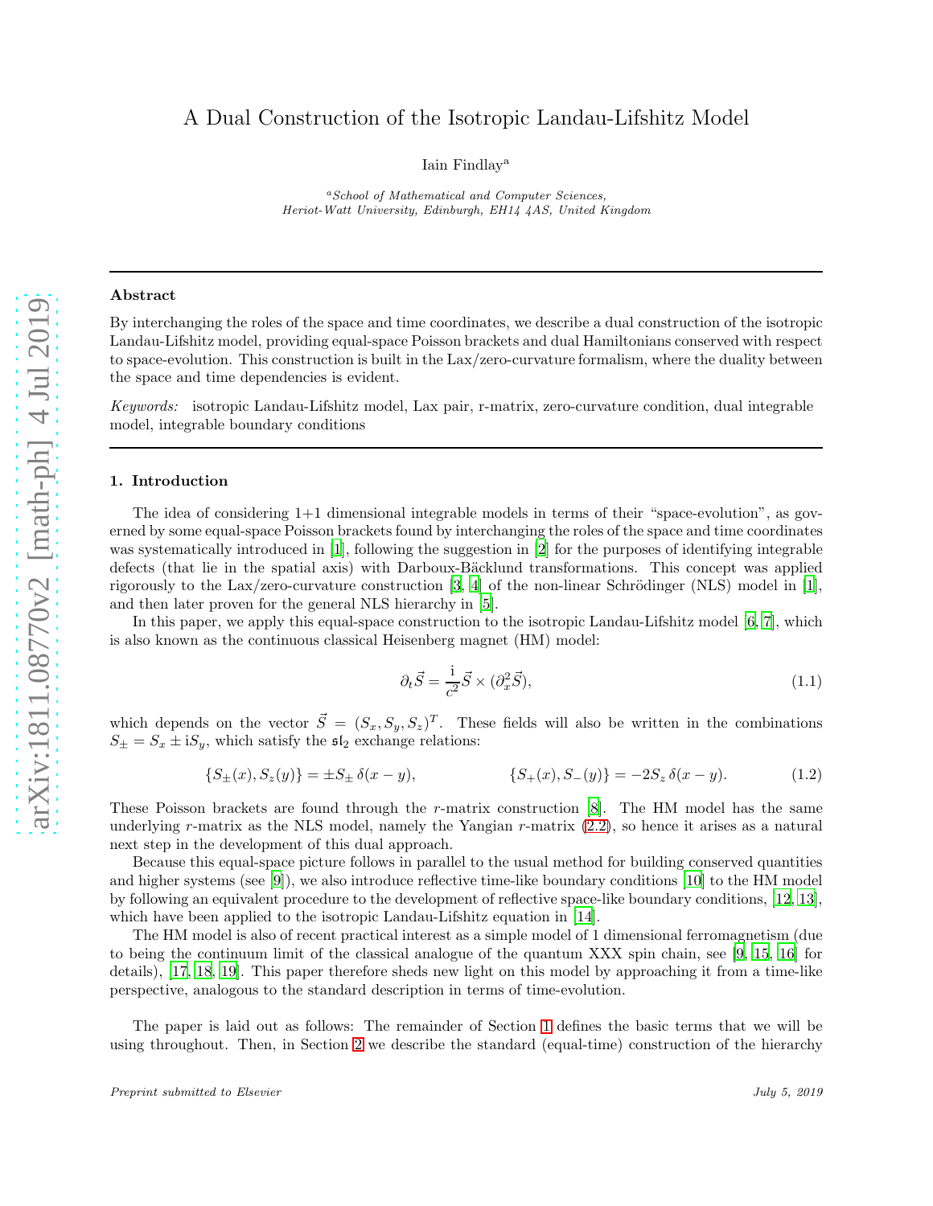# A Dual Construction of the Isotropic Landau-Lifshitz Model

Iain Findlay[a]

[a] *School of Mathematical and Computer Sciences, Heriot-Watt University, Edinburgh, EH14 4AS, United Kingdom*

---

## Abstract

By interchanging the roles of the space and time coordinates, we describe a dual construction of the isotropic Landau-Lifshitz model, providing equal-space Poisson brackets and dual Hamiltonians conserved with respect to space-evolution. This construction is built in the Lax/zero-curvature formalism, where the duality between the space and time dependencies is evident.

*Keywords:* isotropic Landau-Lifshitz model, Lax pair, r-matrix, zero-curvature condition, dual integrable model, integrable boundary conditions

---

## 1. Introduction

The idea of considering 1+1 dimensional integrable models in terms of their "space-evolution", as governed by some equal-space Poisson brackets found by interchanging the roles of the space and time coordinates was systematically introduced in [1], following the suggestion in [2] for the purposes of identifying integrable defects (that lie in the spatial axis) with Darboux-Bäcklund transformations. This concept was applied rigorously to the Lax/zero-curvature construction [3, 4] of the non-linear Schrödinger (NLS) model in [1], and then later proven for the general NLS hierarchy in [5].

In this paper, we apply this equal-space construction to the isotropic Landau-Lifshitz model [6, 7], which is also known as the continuous classical Heisenberg magnet (HM) model:

$$\partial_t \vec{S} = \frac{\mathrm{i}}{c^2} \vec{S} \times (\partial_x^2 \vec{S}), \tag{1.1}$$

which depends on the vector $\vec{S} = (S_x, S_y, S_z)^T$. These fields will also be written in the combinations $S_\pm = S_x \pm \mathrm{i} S_y$, which satisfy the $\mathfrak{sl}_2$ exchange relations:

$$\{S_\pm(x), S_z(y)\} = \pm S_\pm \,\delta(x-y), \qquad\qquad \{S_+(x), S_-(y)\} = -2S_z\,\delta(x-y). \tag{1.2}$$

These Poisson brackets are found through the $r$-matrix construction [8]. The HM model has the same underlying $r$-matrix as the NLS model, namely the Yangian $r$-matrix (2.2), so hence it arises as a natural next step in the development of this dual approach.

Because this equal-space picture follows in parallel to the usual method for building conserved quantities and higher systems (see [9]), we also introduce reflective time-like boundary conditions [10] to the HM model by following an equivalent procedure to the development of reflective space-like boundary conditions, [12, 13], which have been applied to the isotropic Landau-Lifshitz equation in [14].

The HM model is also of recent practical interest as a simple model of 1 dimensional ferromagnetism (due to being the continuum limit of the classical analogue of the quantum XXX spin chain, see [9, 15, 16] for details), [17, 18, 19]. This paper therefore sheds new light on this model by approaching it from a time-like perspective, analogous to the standard description in terms of time-evolution.

The paper is laid out as follows: The remainder of Section 1 defines the basic terms that we will be using throughout. Then, in Section 2 we describe the standard (equal-time) construction of the hierarchy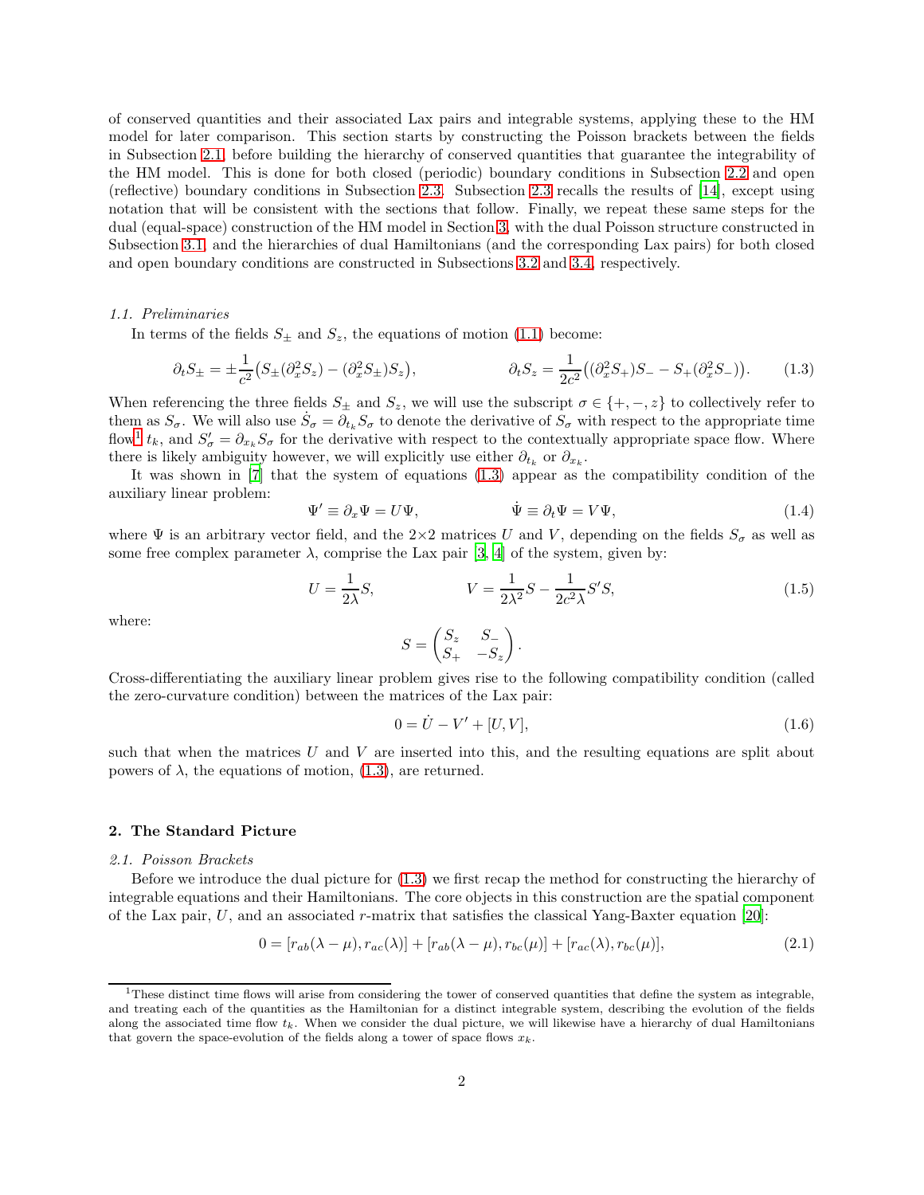of conserved quantities and their associated Lax pairs and integrable systems, applying these to the HM model for later comparison. This section starts by constructing the Poisson brackets between the fields in Subsection 2.1, before building the hierarchy of conserved quantities that guarantee the integrability of the HM model. This is done for both closed (periodic) boundary conditions in Subsection 2.2 and open (reflective) boundary conditions in Subsection 2.3. Subsection 2.3 recalls the results of [14], except using notation that will be consistent with the sections that follow. Finally, we repeat these same steps for the dual (equal-space) construction of the HM model in Section 3, with the dual Poisson structure constructed in Subsection 3.1, and the hierarchies of dual Hamiltonians (and the corresponding Lax pairs) for both closed and open boundary conditions are constructed in Subsections 3.2 and 3.4, respectively.

### 1.1. Preliminaries

In terms of the fields $S_\pm$ and $S_z$, the equations of motion (1.1) become:

$$\partial_t S_\pm = \pm\frac{1}{c^2}\big(S_\pm(\partial_x^2 S_z) - (\partial_x^2 S_\pm)S_z\big), \qquad \partial_t S_z = \frac{1}{2c^2}\big((\partial_x^2 S_+)S_- - S_+(\partial_x^2 S_-)\big). \tag{1.3}$$

When referencing the three fields $S_\pm$ and $S_z$, we will use the subscript $\sigma \in \{+,-,z\}$ to collectively refer to them as $S_\sigma$. We will also use $\dot{S}_\sigma = \partial_{t_k} S_\sigma$ to denote the derivative of $S_\sigma$ with respect to the appropriate time flow[1] $t_k$, and $S'_\sigma = \partial_{x_k} S_\sigma$ for the derivative with respect to the contextually appropriate space flow. Where there is likely ambiguity however, we will explicitly use either $\partial_{t_k}$ or $\partial_{x_k}$.

It was shown in [7] that the system of equations (1.3) appear as the compatibility condition of the auxiliary linear problem:

$$\Psi' \equiv \partial_x \Psi = U\Psi, \qquad \dot{\Psi} \equiv \partial_t \Psi = V\Psi, \tag{1.4}$$

where $\Psi$ is an arbitrary vector field, and the $2\times 2$ matrices $U$ and $V$, depending on the fields $S_\sigma$ as well as some free complex parameter $\lambda$, comprise the Lax pair [3, 4] of the system, given by:

$$U = \frac{1}{2\lambda}S, \qquad V = \frac{1}{2\lambda^2}S - \frac{1}{2c^2\lambda}S'S, \tag{1.5}$$

where:

$$S = \begin{pmatrix} S_z & S_- \\ S_+ & -S_z \end{pmatrix}.$$

Cross-differentiating the auxiliary linear problem gives rise to the following compatibility condition (called the zero-curvature condition) between the matrices of the Lax pair:

$$0 = \dot{U} - V' + [U, V], \tag{1.6}$$

such that when the matrices $U$ and $V$ are inserted into this, and the resulting equations are split about powers of $\lambda$, the equations of motion, (1.3), are returned.

## 2. The Standard Picture

### 2.1. Poisson Brackets

Before we introduce the dual picture for (1.3) we first recap the method for constructing the hierarchy of integrable equations and their Hamiltonians. The core objects in this construction are the spatial component of the Lax pair, $U$, and an associated $r$-matrix that satisfies the classical Yang-Baxter equation [20]:

$$0 = [r_{ab}(\lambda-\mu), r_{ac}(\lambda)] + [r_{ab}(\lambda-\mu), r_{bc}(\mu)] + [r_{ac}(\lambda), r_{bc}(\mu)], \tag{2.1}$$

---

[1] These distinct time flows will arise from considering the tower of conserved quantities that define the system as integrable, and treating each of the quantities as the Hamiltonian for a distinct integrable system, describing the evolution of the fields along the associated time flow $t_k$. When we consider the dual picture, we will likewise have a hierarchy of dual Hamiltonians that govern the space-evolution of the fields along a tower of space flows $x_k$.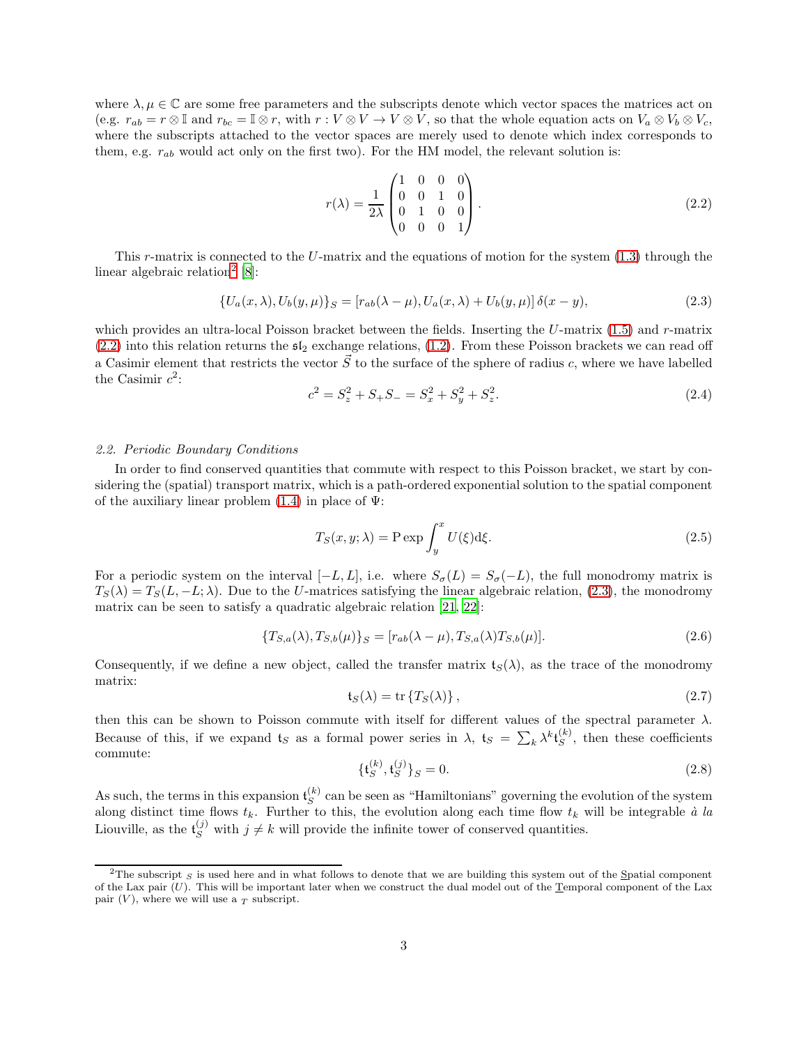where $\lambda, \mu \in \mathbb{C}$ are some free parameters and the subscripts denote which vector spaces the matrices act on (e.g. $r_{ab} = r \otimes \mathbb{I}$ and $r_{bc} = \mathbb{I} \otimes r$, with $r : V \otimes V \to V \otimes V$, so that the whole equation acts on $V_a \otimes V_b \otimes V_c$, where the subscripts attached to the vector spaces are merely used to denote which index corresponds to them, e.g. $r_{ab}$ would act only on the first two). For the HM model, the relevant solution is:

$$r(\lambda) = \frac{1}{2\lambda} \begin{pmatrix} 1 & 0 & 0 & 0 \\ 0 & 0 & 1 & 0 \\ 0 & 1 & 0 & 0 \\ 0 & 0 & 0 & 1 \end{pmatrix}. \tag{2.2}$$

This $r$-matrix is connected to the $U$-matrix and the equations of motion for the system (1.3) through the linear algebraic relation[2] [8]:

$$\{U_a(x,\lambda), U_b(y,\mu)\}_S = [r_{ab}(\lambda - \mu), U_a(x,\lambda) + U_b(y,\mu)]\, \delta(x-y), \tag{2.3}$$

which provides an ultra-local Poisson bracket between the fields. Inserting the $U$-matrix (1.5) and $r$-matrix (2.2) into this relation returns the $\mathfrak{sl}_2$ exchange relations, (1.2). From these Poisson brackets we can read off a Casimir element that restricts the vector $\vec{S}$ to the surface of the sphere of radius $c$, where we have labelled the Casimir $c^2$:

$$c^2 = S_z^2 + S_+ S_- = S_x^2 + S_y^2 + S_z^2. \tag{2.4}$$

### *2.2. Periodic Boundary Conditions*

In order to find conserved quantities that commute with respect to this Poisson bracket, we start by considering the (spatial) transport matrix, which is a path-ordered exponential solution to the spatial component of the auxiliary linear problem (1.4) in place of $\Psi$:

$$T_S(x,y;\lambda) = \mathrm{P}\exp \int_y^x U(\xi) \mathrm{d}\xi. \tag{2.5}$$

For a periodic system on the interval $[-L, L]$, i.e. where $S_\sigma(L) = S_\sigma(-L)$, the full monodromy matrix is $T_S(\lambda) = T_S(L, -L; \lambda)$. Due to the $U$-matrices satisfying the linear algebraic relation, (2.3), the monodromy matrix can be seen to satisfy a quadratic algebraic relation [21, 22]:

$$\{T_{S,a}(\lambda), T_{S,b}(\mu)\}_S = [r_{ab}(\lambda - \mu), T_{S,a}(\lambda) T_{S,b}(\mu)]. \tag{2.6}$$

Consequently, if we define a new object, called the transfer matrix $\mathfrak{t}_S(\lambda)$, as the trace of the monodromy matrix:

$$\mathfrak{t}_S(\lambda) = \mathrm{tr}\left\{T_S(\lambda)\right\}, \tag{2.7}$$

then this can be shown to Poisson commute with itself for different values of the spectral parameter $\lambda$. Because of this, if we expand $\mathfrak{t}_S$ as a formal power series in $\lambda$, $\mathfrak{t}_S = \sum_k \lambda^k \mathfrak{t}_S^{(k)}$, then these coefficients commute:

$$\{\mathfrak{t}_S^{(k)}, \mathfrak{t}_S^{(j)}\}_S = 0. \tag{2.8}$$

As such, the terms in this expansion $\mathfrak{t}_S^{(k)}$ can be seen as "Hamiltonians" governing the evolution of the system along distinct time flows $t_k$. Further to this, the evolution along each time flow $t_k$ will be integrable *à la* Liouville, as the $\mathfrak{t}_S^{(j)}$ with $j \neq k$ will provide the infinite tower of conserved quantities.

---

[2] The subscript $_S$ is used here and in what follows to denote that we are building this system out of the Spatial component of the Lax pair ($U$). This will be important later when we construct the dual model out of the Temporal component of the Lax pair ($V$), where we will use a $_T$ subscript.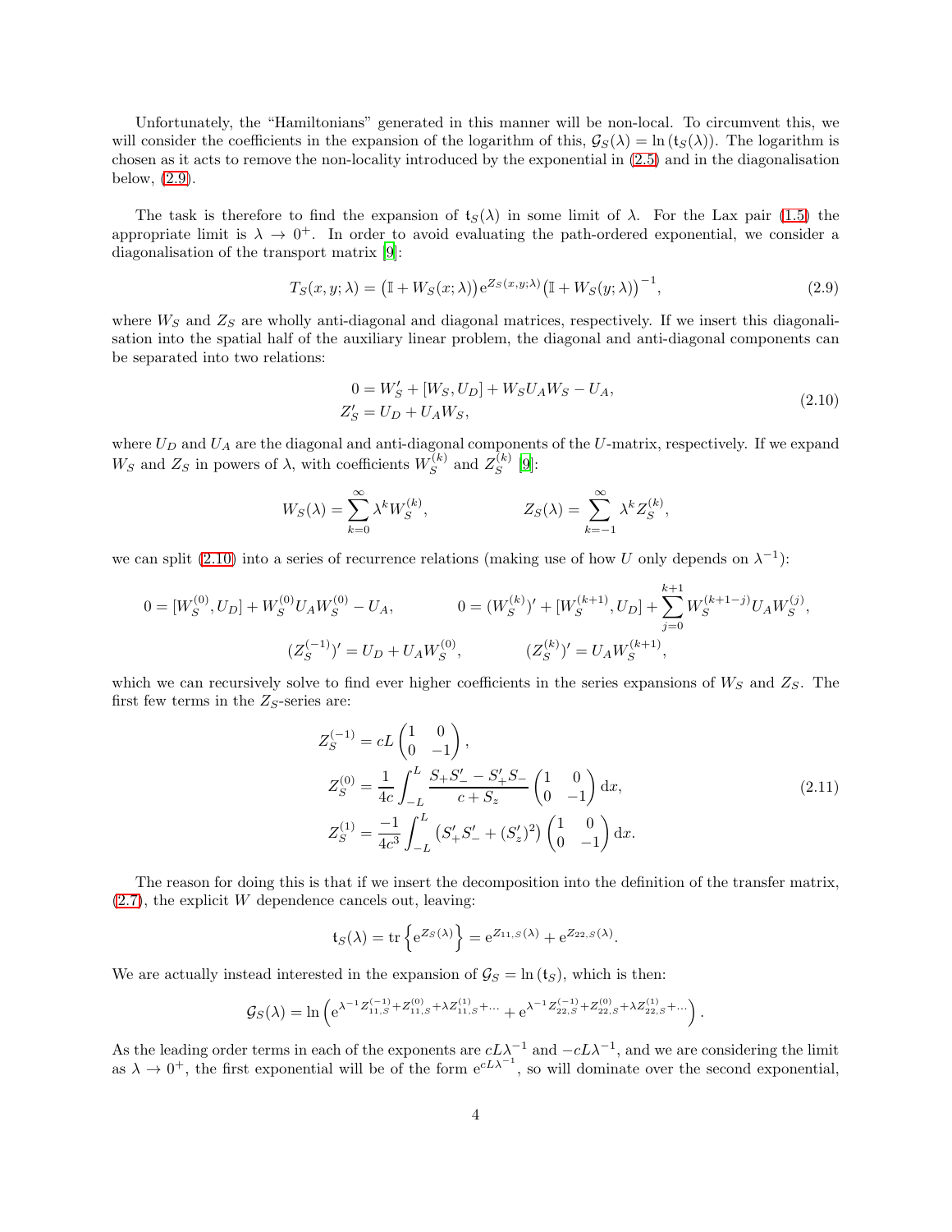Unfortunately, the "Hamiltonians" generated in this manner will be non-local. To circumvent this, we will consider the coefficients in the expansion of the logarithm of this, $\mathcal{G}_S(\lambda) = \ln(\mathfrak{t}_S(\lambda))$. The logarithm is chosen as it acts to remove the non-locality introduced by the exponential in (2.5) and in the diagonalisation below, (2.9).

The task is therefore to find the expansion of $\mathfrak{t}_S(\lambda)$ in some limit of $\lambda$. For the Lax pair (1.5) the appropriate limit is $\lambda \to 0^+$. In order to avoid evaluating the path-ordered exponential, we consider a diagonalisation of the transport matrix [9]:

$$T_S(x, y; \lambda) = \left(\mathbb{I} + W_S(x; \lambda)\right) \mathrm{e}^{Z_S(x,y;\lambda)} \left(\mathbb{I} + W_S(y; \lambda)\right)^{-1}, \tag{2.9}$$

where $W_S$ and $Z_S$ are wholly anti-diagonal and diagonal matrices, respectively. If we insert this diagonalisation into the spatial half of the auxiliary linear problem, the diagonal and anti-diagonal components can be separated into two relations:

$$\begin{aligned} 0 &= W_S' + [W_S, U_D] + W_S U_A W_S - U_A, \\ Z_S' &= U_D + U_A W_S, \end{aligned} \tag{2.10}$$

where $U_D$ and $U_A$ are the diagonal and anti-diagonal components of the $U$-matrix, respectively. If we expand $W_S$ and $Z_S$ in powers of $\lambda$, with coefficients $W_S^{(k)}$ and $Z_S^{(k)}$ [9]:

$$W_S(\lambda) = \sum_{k=0}^{\infty} \lambda^k W_S^{(k)}, \qquad\qquad Z_S(\lambda) = \sum_{k=-1}^{\infty} \lambda^k Z_S^{(k)},$$

we can split (2.10) into a series of recurrence relations (making use of how $U$ only depends on $\lambda^{-1}$):

$$0 = [W_S^{(0)}, U_D] + W_S^{(0)} U_A W_S^{(0)} - U_A, \qquad\qquad 0 = (W_S^{(k)})' + [W_S^{(k+1)}, U_D] + \sum_{j=0}^{k+1} W_S^{(k+1-j)} U_A W_S^{(j)},$$

$$(Z_S^{(-1)})' = U_D + U_A W_S^{(0)}, \qquad\qquad (Z_S^{(k)})' = U_A W_S^{(k+1)},$$

which we can recursively solve to find ever higher coefficients in the series expansions of $W_S$ and $Z_S$. The first few terms in the $Z_S$-series are:

$$\begin{aligned} Z_S^{(-1)} &= cL \begin{pmatrix} 1 & 0 \\ 0 & -1 \end{pmatrix}, \\ Z_S^{(0)} &= \frac{1}{4c} \int_{-L}^{L} \frac{S_+ S_-' - S_+' S_-}{c + S_z} \begin{pmatrix} 1 & 0 \\ 0 & -1 \end{pmatrix} \mathrm{d}x, \\ Z_S^{(1)} &= \frac{-1}{4c^3} \int_{-L}^{L} \left(S_+' S_-' + (S_z')^2\right) \begin{pmatrix} 1 & 0 \\ 0 & -1 \end{pmatrix} \mathrm{d}x. \end{aligned} \tag{2.11}$$

The reason for doing this is that if we insert the decomposition into the definition of the transfer matrix, (2.7), the explicit $W$ dependence cancels out, leaving:

$$\mathfrak{t}_S(\lambda) = \operatorname{tr}\left\{\mathrm{e}^{Z_S(\lambda)}\right\} = \mathrm{e}^{Z_{11,S}(\lambda)} + \mathrm{e}^{Z_{22,S}(\lambda)}.$$

We are actually instead interested in the expansion of $\mathcal{G}_S = \ln(\mathfrak{t}_S)$, which is then:

$$\mathcal{G}_S(\lambda) = \ln\left(\mathrm{e}^{\lambda^{-1} Z_{11,S}^{(-1)} + Z_{11,S}^{(0)} + \lambda Z_{11,S}^{(1)} + \cdots} + \mathrm{e}^{\lambda^{-1} Z_{22,S}^{(-1)} + Z_{22,S}^{(0)} + \lambda Z_{22,S}^{(1)} + \cdots}\right).$$

As the leading order terms in each of the exponents are $cL\lambda^{-1}$ and $-cL\lambda^{-1}$, and we are considering the limit as $\lambda \to 0^+$, the first exponential will be of the form $\mathrm{e}^{cL\lambda^{-1}}$, so will dominate over the second exponential,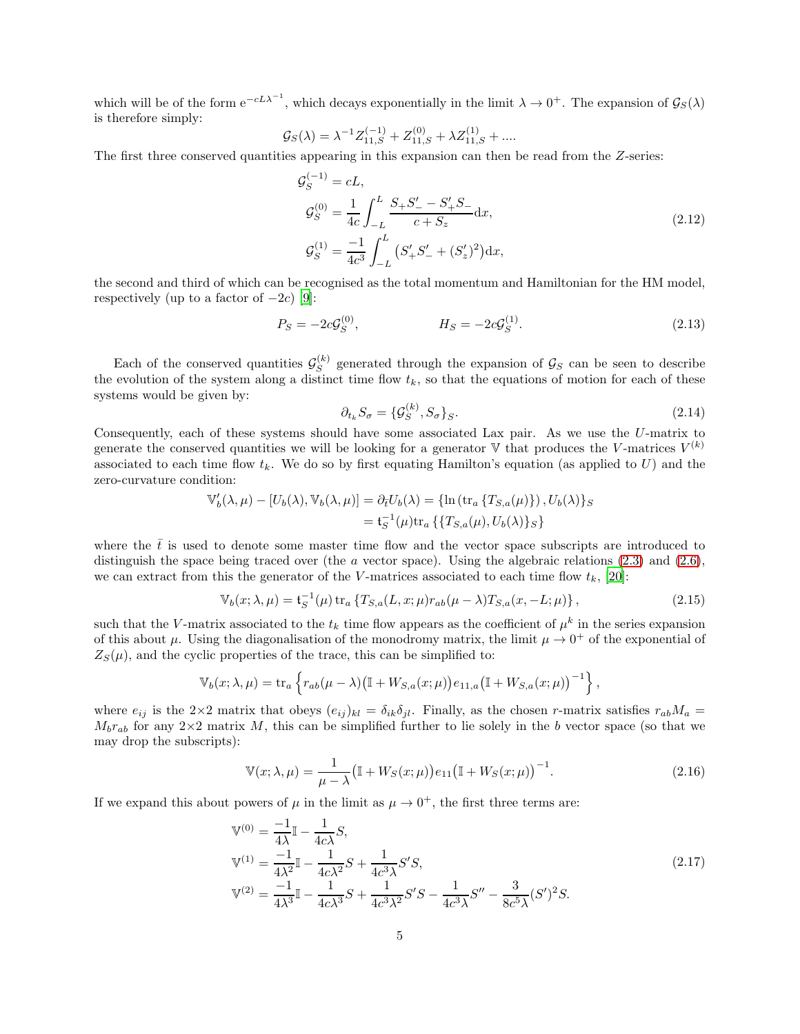which will be of the form $\mathrm{e}^{-cL\lambda^{-1}}$, which decays exponentially in the limit $\lambda \to 0^+$. The expansion of $\mathcal{G}_S(\lambda)$ is therefore simply:

$$\mathcal{G}_S(\lambda) = \lambda^{-1} Z_{11,S}^{(-1)} + Z_{11,S}^{(0)} + \lambda Z_{11,S}^{(1)} + \ldots.$$

The first three conserved quantities appearing in this expansion can then be read from the $Z$-series:

$$\begin{aligned}
\mathcal{G}_S^{(-1)} &= cL, \\
\mathcal{G}_S^{(0)} &= \frac{1}{4c}\int_{-L}^{L} \frac{S_+S_-' - S_+'S_-}{c+S_z}\mathrm{d}x, \\
\mathcal{G}_S^{(1)} &= \frac{-1}{4c^3}\int_{-L}^{L} \left(S_+'S_-' + (S_z')^2\right)\mathrm{d}x,
\end{aligned} \tag{2.12}$$

the second and third of which can be recognised as the total momentum and Hamiltonian for the HM model, respectively (up to a factor of $-2c$) [9]:

$$P_S = -2c\mathcal{G}_S^{(0)}, \qquad\qquad H_S = -2c\mathcal{G}_S^{(1)}. \tag{2.13}$$

Each of the conserved quantities $\mathcal{G}_S^{(k)}$ generated through the expansion of $\mathcal{G}_S$ can be seen to describe the evolution of the system along a distinct time flow $t_k$, so that the equations of motion for each of these systems would be given by:

$$\partial_{t_k} S_\sigma = \{\mathcal{G}_S^{(k)}, S_\sigma\}_S. \tag{2.14}$$

Consequently, each of these systems should have some associated Lax pair. As we use the $U$-matrix to generate the conserved quantities we will be looking for a generator $\mathbb{V}$ that produces the $V$-matrices $V^{(k)}$ associated to each time flow $t_k$. We do so by first equating Hamilton's equation (as applied to $U$) and the zero-curvature condition:

$$\begin{aligned}
\mathbb{V}_b'(\lambda,\mu) - [U_b(\lambda), \mathbb{V}_b(\lambda,\mu)] = \partial_{\bar{t}} U_b(\lambda) &= \{\ln\left(\mathrm{tr}_a\left\{T_{S,a}(\mu)\right\}\right), U_b(\lambda)\}_S \\
&= \mathfrak{t}_S^{-1}(\mu)\mathrm{tr}_a\left\{\{T_{S,a}(\mu), U_b(\lambda)\}_S\right\}
\end{aligned}$$

where the $\bar{t}$ is used to denote some master time flow and the vector space subscripts are introduced to distinguish the space being traced over (the $a$ vector space). Using the algebraic relations (2.3) and (2.6), we can extract from this the generator of the $V$-matrices associated to each time flow $t_k$, [20]:

$$\mathbb{V}_b(x;\lambda,\mu) = \mathfrak{t}_S^{-1}(\mu)\,\mathrm{tr}_a\left\{T_{S,a}(L,x;\mu) r_{ab}(\mu-\lambda) T_{S,a}(x,-L;\mu)\right\}, \tag{2.15}$$

such that the $V$-matrix associated to the $t_k$ time flow appears as the coefficient of $\mu^k$ in the series expansion of this about $\mu$. Using the diagonalisation of the monodromy matrix, the limit $\mu \to 0^+$ of the exponential of $Z_S(\mu)$, and the cyclic properties of the trace, this can be simplified to:

$$\mathbb{V}_b(x;\lambda,\mu) = \mathrm{tr}_a\left\{r_{ab}(\mu-\lambda)\big(\mathbb{I}+W_{S,a}(x;\mu)\big)e_{11,a}\big(\mathbb{I}+W_{S,a}(x;\mu)\big)^{-1}\right\},$$

where $e_{ij}$ is the $2{\times}2$ matrix that obeys $(e_{ij})_{kl} = \delta_{ik}\delta_{jl}$. Finally, as the chosen $r$-matrix satisfies $r_{ab}M_a = M_b r_{ab}$ for any $2{\times}2$ matrix $M$, this can be simplified further to lie solely in the $b$ vector space (so that we may drop the subscripts):

$$\mathbb{V}(x;\lambda,\mu) = \frac{1}{\mu-\lambda}\big(\mathbb{I}+W_S(x;\mu)\big)e_{11}\big(\mathbb{I}+W_S(x;\mu)\big)^{-1}. \tag{2.16}$$

If we expand this about powers of $\mu$ in the limit as $\mu \to 0^+$, the first three terms are:

$$\begin{aligned}
\mathbb{V}^{(0)} &= \frac{-1}{4\lambda}\mathbb{I} - \frac{1}{4c\lambda}S, \\
\mathbb{V}^{(1)} &= \frac{-1}{4\lambda^2}\mathbb{I} - \frac{1}{4c\lambda^2}S + \frac{1}{4c^3\lambda}S'S, \\
\mathbb{V}^{(2)} &= \frac{-1}{4\lambda^3}\mathbb{I} - \frac{1}{4c\lambda^3}S + \frac{1}{4c^3\lambda^2}S'S - \frac{1}{4c^3\lambda}S'' - \frac{3}{8c^5\lambda}(S')^2 S.
\end{aligned} \tag{2.17}$$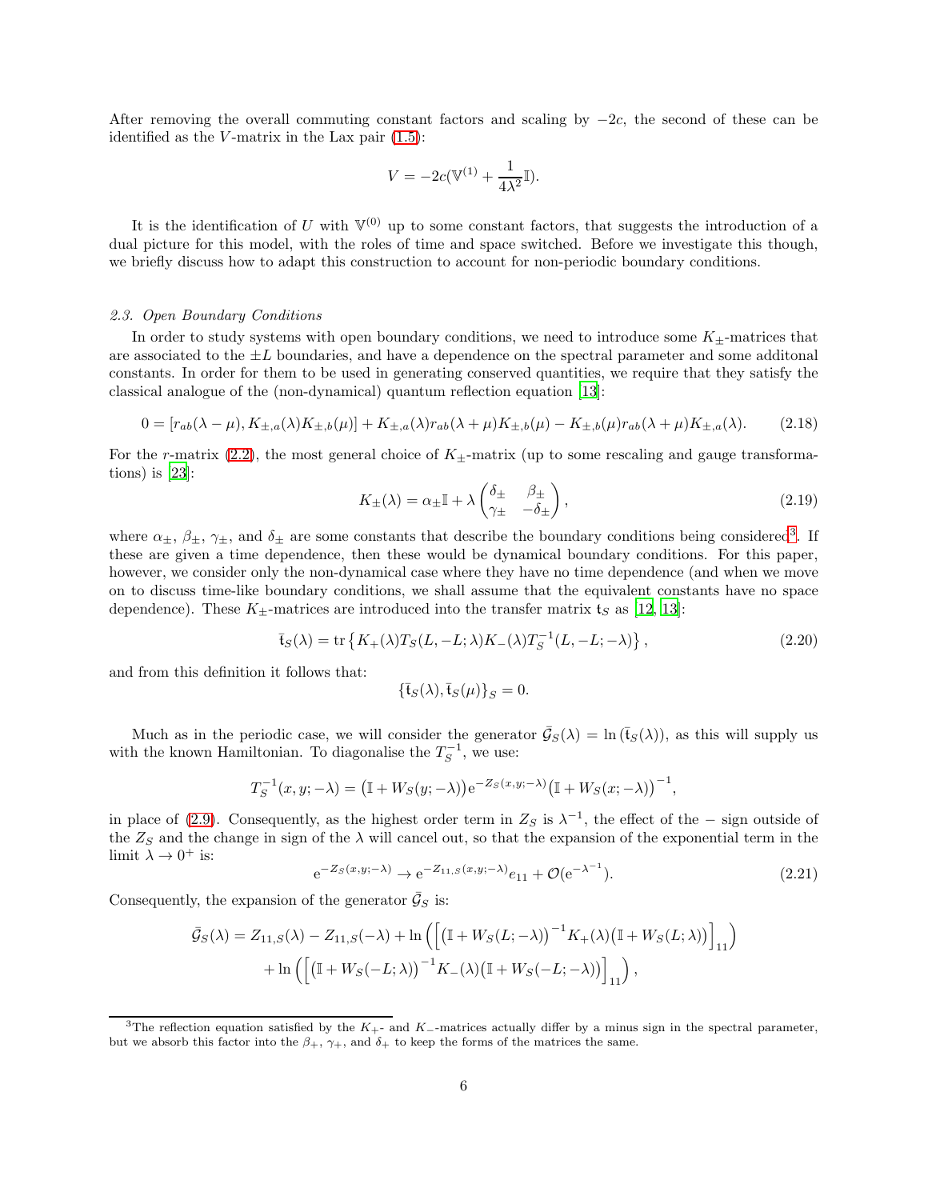After removing the overall commuting constant factors and scaling by $-2c$, the second of these can be identified as the $V$-matrix in the Lax pair (1.5):

$$V = -2c(\mathbb{V}^{(1)} + \frac{1}{4\lambda^2}\mathbb{I}).$$

It is the identification of $U$ with $\mathbb{V}^{(0)}$ up to some constant factors, that suggests the introduction of a dual picture for this model, with the roles of time and space switched. Before we investigate this though, we briefly discuss how to adapt this construction to account for non-periodic boundary conditions.

### *2.3. Open Boundary Conditions*

In order to study systems with open boundary conditions, we need to introduce some $K_\pm$-matrices that are associated to the $\pm L$ boundaries, and have a dependence on the spectral parameter and some additonal constants. In order for them to be used in generating conserved quantities, we require that they satisfy the classical analogue of the (non-dynamical) quantum reflection equation [13]:

$$0 = [r_{ab}(\lambda-\mu), K_{\pm,a}(\lambda)K_{\pm,b}(\mu)] + K_{\pm,a}(\lambda)r_{ab}(\lambda+\mu)K_{\pm,b}(\mu) - K_{\pm,b}(\mu)r_{ab}(\lambda+\mu)K_{\pm,a}(\lambda). \tag{2.18}$$

For the $r$-matrix (2.2), the most general choice of $K_\pm$-matrix (up to some rescaling and gauge transformations) is [23]:

$$K_\pm(\lambda) = \alpha_\pm \mathbb{I} + \lambda \begin{pmatrix} \delta_\pm & \beta_\pm \\ \gamma_\pm & -\delta_\pm \end{pmatrix}, \tag{2.19}$$

where $\alpha_\pm$, $\beta_\pm$, $\gamma_\pm$, and $\delta_\pm$ are some constants that describe the boundary conditions being considered[3]. If these are given a time dependence, then these would be dynamical boundary conditions. For this paper, however, we consider only the non-dynamical case where they have no time dependence (and when we move on to discuss time-like boundary conditions, we shall assume that the equivalent constants have no space dependence). These $K_\pm$-matrices are introduced into the transfer matrix $\mathfrak{t}_S$ as [12, 13]:

$$\bar{\mathfrak{t}}_S(\lambda) = \mathrm{tr}\left\{K_+(\lambda)T_S(L,-L;\lambda)K_-(\lambda)T_S^{-1}(L,-L;-\lambda)\right\}, \tag{2.20}$$

and from this definition it follows that:

$$\{\bar{\mathfrak{t}}_S(\lambda), \bar{\mathfrak{t}}_S(\mu)\}_S = 0.$$

Much as in the periodic case, we will consider the generator $\bar{\mathcal{G}}_S(\lambda) = \ln\left(\bar{\mathfrak{t}}_S(\lambda)\right)$, as this will supply us with the known Hamiltonian. To diagonalise the $T_S^{-1}$, we use:

$$T_S^{-1}(x,y;-\lambda) = \left(\mathbb{I} + W_S(y;-\lambda)\right)\mathrm{e}^{-Z_S(x,y;-\lambda)}\left(\mathbb{I} + W_S(x;-\lambda)\right)^{-1},$$

in place of (2.9). Consequently, as the highest order term in $Z_S$ is $\lambda^{-1}$, the effect of the $-$ sign outside of the $Z_S$ and the change in sign of the $\lambda$ will cancel out, so that the expansion of the exponential term in the limit $\lambda \to 0^+$ is:

$$\mathrm{e}^{-Z_S(x,y;-\lambda)} \to \mathrm{e}^{-Z_{11,S}(x,y;-\lambda)}e_{11} + \mathcal{O}(\mathrm{e}^{-\lambda^{-1}}). \tag{2.21}$$

Consequently, the expansion of the generator $\bar{\mathcal{G}}_S$ is:

$$\begin{aligned}
\bar{\mathcal{G}}_S(\lambda) = Z_{11,S}(\lambda) - Z_{11,S}(-\lambda) &+ \ln\left(\left[\left(\mathbb{I} + W_S(L;-\lambda)\right)^{-1}K_+(\lambda)\left(\mathbb{I} + W_S(L;\lambda)\right)\right]_{11}\right) \\
&+ \ln\left(\left[\left(\mathbb{I} + W_S(-L;\lambda)\right)^{-1}K_-(\lambda)\left(\mathbb{I} + W_S(-L;-\lambda)\right)\right]_{11}\right),
\end{aligned}$$

---

[3] The reflection equation satisfied by the $K_+$- and $K_-$-matrices actually differ by a minus sign in the spectral parameter, but we absorb this factor into the $\beta_+$, $\gamma_+$, and $\delta_+$ to keep the forms of the matrices the same.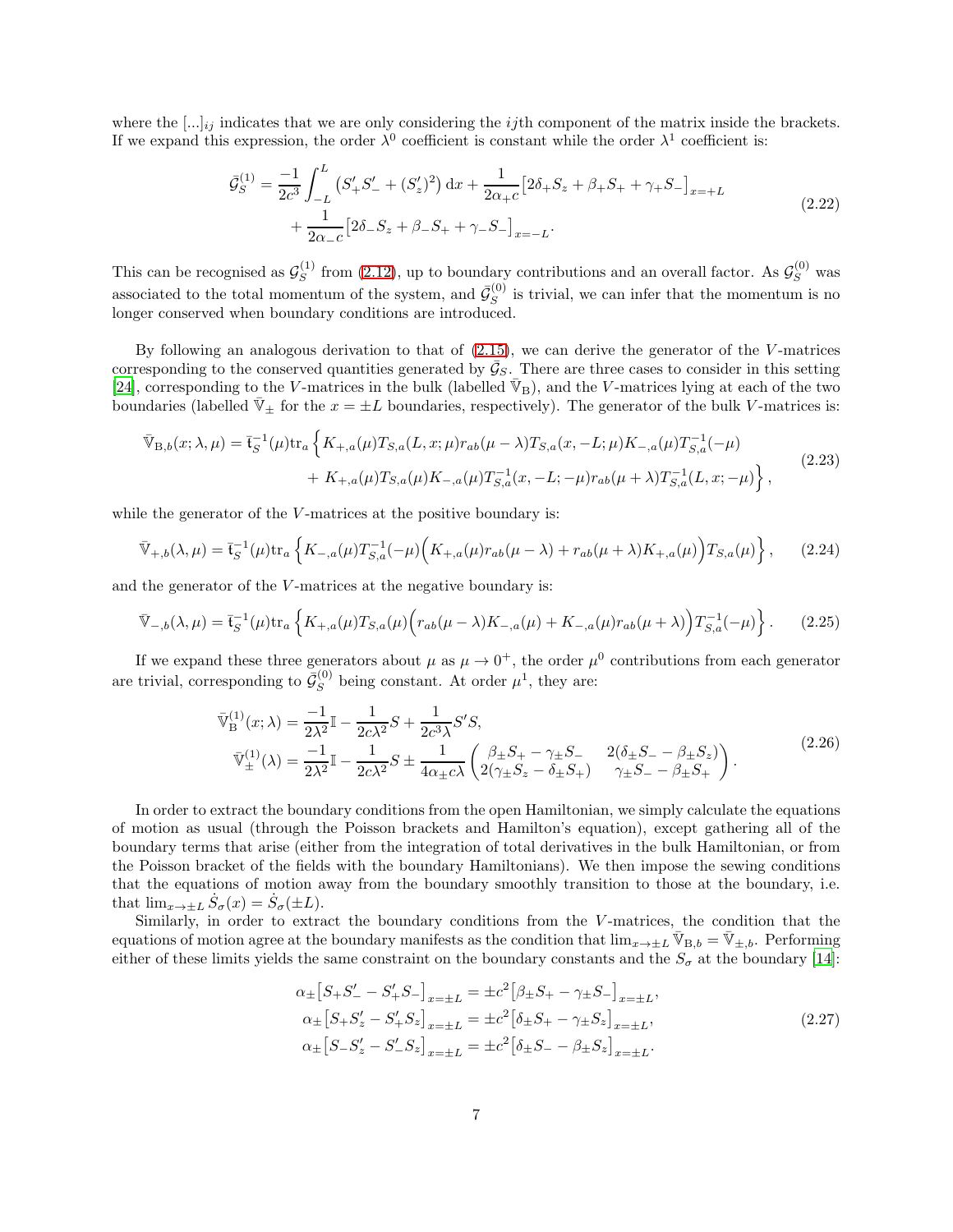where the $[...]_{ij}$ indicates that we are only considering the $ij$th component of the matrix inside the brackets. If we expand this expression, the order $\lambda^0$ coefficient is constant while the order $\lambda^1$ coefficient is:

$$
\begin{aligned}
\bar{\mathcal{G}}_S^{(1)} = \frac{-1}{2c^3}\int_{-L}^{L}\left(S_+'S_-' + (S_z')^2\right)\mathrm{d}x + \frac{1}{2\alpha_+ c}\big[2\delta_+ S_z + \beta_+ S_+ + \gamma_+ S_-\big]_{x=+L} \\
+ \frac{1}{2\alpha_- c}\big[2\delta_- S_z + \beta_- S_+ + \gamma_- S_-\big]_{x=-L}.
\end{aligned}
\tag{2.22}
$$

This can be recognised as $\mathcal{G}_S^{(1)}$ from (2.12), up to boundary contributions and an overall factor. As $\mathcal{G}_S^{(0)}$ was associated to the total momentum of the system, and $\bar{\mathcal{G}}_S^{(0)}$ is trivial, we can infer that the momentum is no longer conserved when boundary conditions are introduced.

By following an analogous derivation to that of (2.15), we can derive the generator of the $V$-matrices corresponding to the conserved quantities generated by $\bar{\mathcal{G}}_S$. There are three cases to consider in this setting [24], corresponding to the $V$-matrices in the bulk (labelled $\bar{\mathbb{V}}_{\mathrm{B}}$), and the $V$-matrices lying at each of the two boundaries (labelled $\bar{\mathbb{V}}_{\pm}$ for the $x = \pm L$ boundaries, respectively). The generator of the bulk $V$-matrices is:

$$
\begin{aligned}
\bar{\mathbb{V}}_{\mathrm{B},b}(x;\lambda,\mu) = \bar{\mathfrak{t}}_S^{-1}(\mu)\mathrm{tr}_a\Big\{&K_{+,a}(\mu)T_{S,a}(L,x;\mu)r_{ab}(\mu-\lambda)T_{S,a}(x,-L;\mu)K_{-,a}(\mu)T_{S,a}^{-1}(-\mu) \\
&+ K_{+,a}(\mu)T_{S,a}(\mu)K_{-,a}(\mu)T_{S,a}^{-1}(x,-L;-\mu)r_{ab}(\mu+\lambda)T_{S,a}^{-1}(L,x;-\mu)\Big\},
\end{aligned}
\tag{2.23}
$$

while the generator of the $V$-matrices at the positive boundary is:

$$
\bar{\mathbb{V}}_{+,b}(\lambda,\mu) = \bar{\mathfrak{t}}_S^{-1}(\mu)\mathrm{tr}_a\Big\{K_{-,a}(\mu)T_{S,a}^{-1}(-\mu)\Big(K_{+,a}(\mu)r_{ab}(\mu-\lambda) + r_{ab}(\mu+\lambda)K_{+,a}(\mu)\Big)T_{S,a}(\mu)\Big\},
\tag{2.24}
$$

and the generator of the $V$-matrices at the negative boundary is:

$$
\bar{\mathbb{V}}_{-,b}(\lambda,\mu) = \bar{\mathfrak{t}}_S^{-1}(\mu)\mathrm{tr}_a\Big\{K_{+,a}(\mu)T_{S,a}(\mu)\Big(r_{ab}(\mu-\lambda)K_{-,a}(\mu) + K_{-,a}(\mu)r_{ab}(\mu+\lambda)\Big)T_{S,a}^{-1}(-\mu)\Big\}.
\tag{2.25}
$$

If we expand these three generators about $\mu$ as $\mu \to 0^+$, the order $\mu^0$ contributions from each generator are trivial, corresponding to $\bar{\mathcal{G}}_S^{(0)}$ being constant. At order $\mu^1$, they are:

$$
\begin{aligned}
\bar{\mathbb{V}}_{\mathrm{B}}^{(1)}(x;\lambda) &= \frac{-1}{2\lambda^2}\mathbb{I} - \frac{1}{2c\lambda^2}S + \frac{1}{2c^3\lambda}S'S, \\
\bar{\mathbb{V}}_{\pm}^{(1)}(\lambda) &= \frac{-1}{2\lambda^2}\mathbb{I} - \frac{1}{2c\lambda^2}S \pm \frac{1}{4\alpha_\pm c\lambda}\begin{pmatrix} \beta_\pm S_+ - \gamma_\pm S_- & 2(\delta_\pm S_- - \beta_\pm S_z) \\ 2(\gamma_\pm S_z - \delta_\pm S_+) & \gamma_\pm S_- - \beta_\pm S_+ \end{pmatrix}.
\end{aligned}
\tag{2.26}
$$

In order to extract the boundary conditions from the open Hamiltonian, we simply calculate the equations of motion as usual (through the Poisson brackets and Hamilton's equation), except gathering all of the boundary terms that arise (either from the integration of total derivatives in the bulk Hamiltonian, or from the Poisson bracket of the fields with the boundary Hamiltonians). We then impose the sewing conditions that the equations of motion away from the boundary smoothly transition to those at the boundary, i.e. that $\lim_{x\to\pm L}\dot{S}_\sigma(x) = \dot{S}_\sigma(\pm L)$.

Similarly, in order to extract the boundary conditions from the $V$-matrices, the condition that the equations of motion agree at the boundary manifests as the condition that $\lim_{x\to\pm L}\bar{\mathbb{V}}_{\mathrm{B},b} = \bar{\mathbb{V}}_{\pm,b}$. Performing either of these limits yields the same constraint on the boundary constants and the $S_\sigma$ at the boundary [14]:

$$
\begin{aligned}
\alpha_\pm\big[S_+S_-' - S_+'S_-\big]_{x=\pm L} &= \pm c^2\big[\beta_\pm S_+ - \gamma_\pm S_-\big]_{x=\pm L}, \\
\alpha_\pm\big[S_+S_z' - S_+'S_z\big]_{x=\pm L} &= \pm c^2\big[\delta_\pm S_+ - \gamma_\pm S_z\big]_{x=\pm L}, \\
\alpha_\pm\big[S_-S_z' - S_-'S_z\big]_{x=\pm L} &= \pm c^2\big[\delta_\pm S_- - \beta_\pm S_z\big]_{x=\pm L}.
\end{aligned}
\tag{2.27}
$$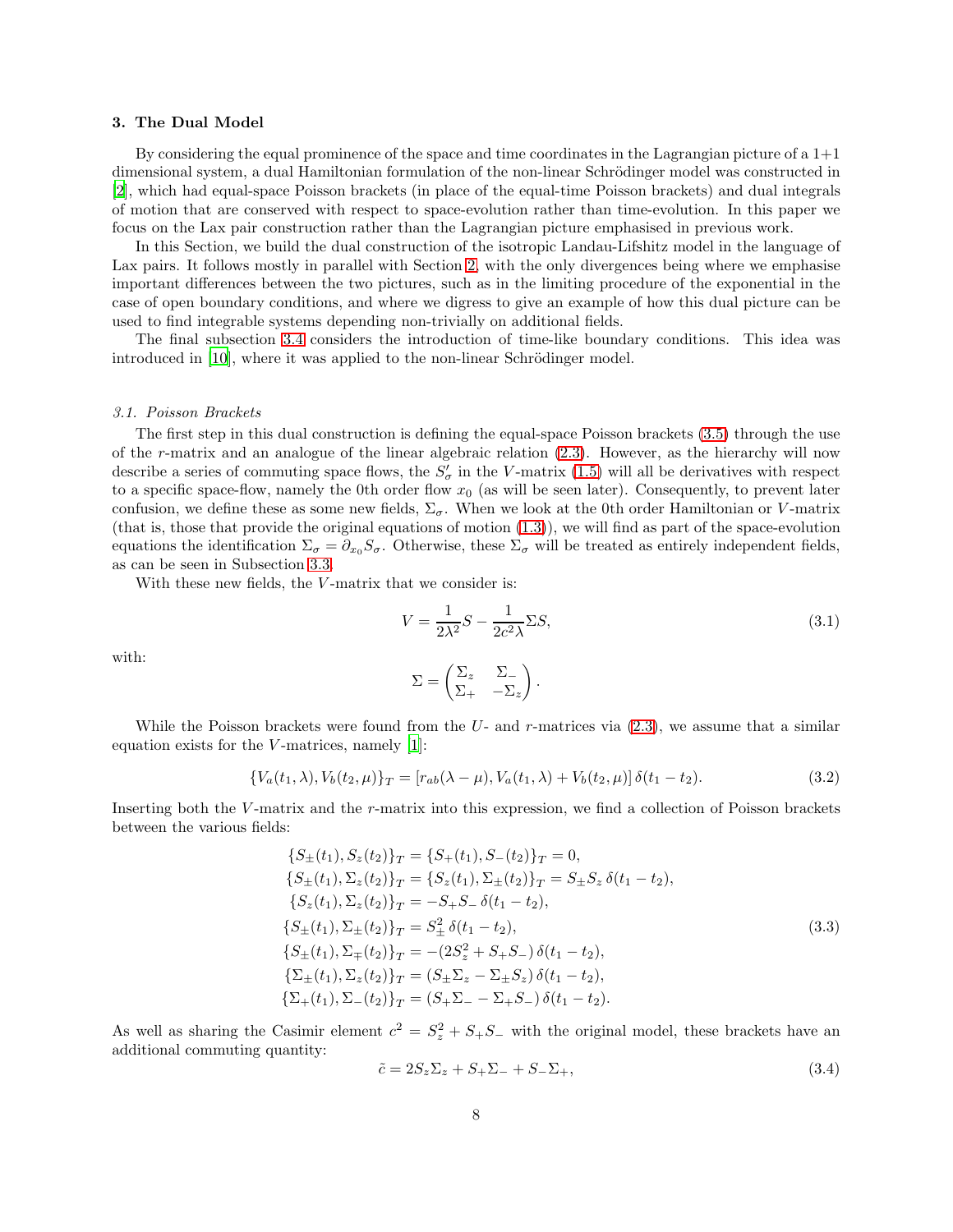### 3. The Dual Model

By considering the equal prominence of the space and time coordinates in the Lagrangian picture of a 1+1 dimensional system, a dual Hamiltonian formulation of the non-linear Schrödinger model was constructed in [2], which had equal-space Poisson brackets (in place of the equal-time Poisson brackets) and dual integrals of motion that are conserved with respect to space-evolution rather than time-evolution. In this paper we focus on the Lax pair construction rather than the Lagrangian picture emphasised in previous work.

In this Section, we build the dual construction of the isotropic Landau-Lifshitz model in the language of Lax pairs. It follows mostly in parallel with Section 2, with the only divergences being where we emphasise important differences between the two pictures, such as in the limiting procedure of the exponential in the case of open boundary conditions, and where we digress to give an example of how this dual picture can be used to find integrable systems depending non-trivially on additional fields.

The final subsection 3.4 considers the introduction of time-like boundary conditions. This idea was introduced in [10], where it was applied to the non-linear Schrödinger model.

#### *3.1. Poisson Brackets*

The first step in this dual construction is defining the equal-space Poisson brackets (3.5) through the use of the $r$-matrix and an analogue of the linear algebraic relation (2.3). However, as the hierarchy will now describe a series of commuting space flows, the $S'_\sigma$ in the $V$-matrix (1.5) will all be derivatives with respect to a specific space-flow, namely the 0th order flow $x_0$ (as will be seen later). Consequently, to prevent later confusion, we define these as some new fields, $\Sigma_\sigma$. When we look at the 0th order Hamiltonian or $V$-matrix (that is, those that provide the original equations of motion (1.3)), we will find as part of the space-evolution equations the identification $\Sigma_\sigma = \partial_{x_0} S_\sigma$. Otherwise, these $\Sigma_\sigma$ will be treated as entirely independent fields, as can be seen in Subsection 3.3.

With these new fields, the $V$-matrix that we consider is:

$$V = \frac{1}{2\lambda^2} S - \frac{1}{2c^2\lambda} \Sigma S, \tag{3.1}$$

with:

$$\Sigma = \begin{pmatrix} \Sigma_z & \Sigma_- \\ \Sigma_+ & -\Sigma_z \end{pmatrix}.$$

While the Poisson brackets were found from the $U$- and $r$-matrices via (2.3), we assume that a similar equation exists for the $V$-matrices, namely [1]:

$$\{V_a(t_1, \lambda), V_b(t_2, \mu)\}_T = [r_{ab}(\lambda - \mu), V_a(t_1, \lambda) + V_b(t_2, \mu)]\, \delta(t_1 - t_2). \tag{3.2}$$

Inserting both the $V$-matrix and the $r$-matrix into this expression, we find a collection of Poisson brackets between the various fields:

$$\begin{aligned}
\{S_\pm(t_1), S_z(t_2)\}_T &= \{S_+(t_1), S_-(t_2)\}_T = 0, \\
\{S_\pm(t_1), \Sigma_z(t_2)\}_T &= \{S_z(t_1), \Sigma_\pm(t_2)\}_T = S_\pm S_z\, \delta(t_1 - t_2), \\
\{S_z(t_1), \Sigma_z(t_2)\}_T &= -S_+ S_-\, \delta(t_1 - t_2), \\
\{S_\pm(t_1), \Sigma_\pm(t_2)\}_T &= S_\pm^2\, \delta(t_1 - t_2), \\
\{S_\pm(t_1), \Sigma_\mp(t_2)\}_T &= -(2S_z^2 + S_+ S_-)\, \delta(t_1 - t_2), \\
\{\Sigma_\pm(t_1), \Sigma_z(t_2)\}_T &= (S_\pm \Sigma_z - \Sigma_\pm S_z)\, \delta(t_1 - t_2), \\
\{\Sigma_+(t_1), \Sigma_-(t_2)\}_T &= (S_+ \Sigma_- - \Sigma_+ S_-)\, \delta(t_1 - t_2).
\end{aligned} \tag{3.3}$$

As well as sharing the Casimir element $c^2 = S_z^2 + S_+ S_-$ with the original model, these brackets have an additional commuting quantity:

$$\tilde{c} = 2S_z \Sigma_z + S_+ \Sigma_- + S_- \Sigma_+, \tag{3.4}$$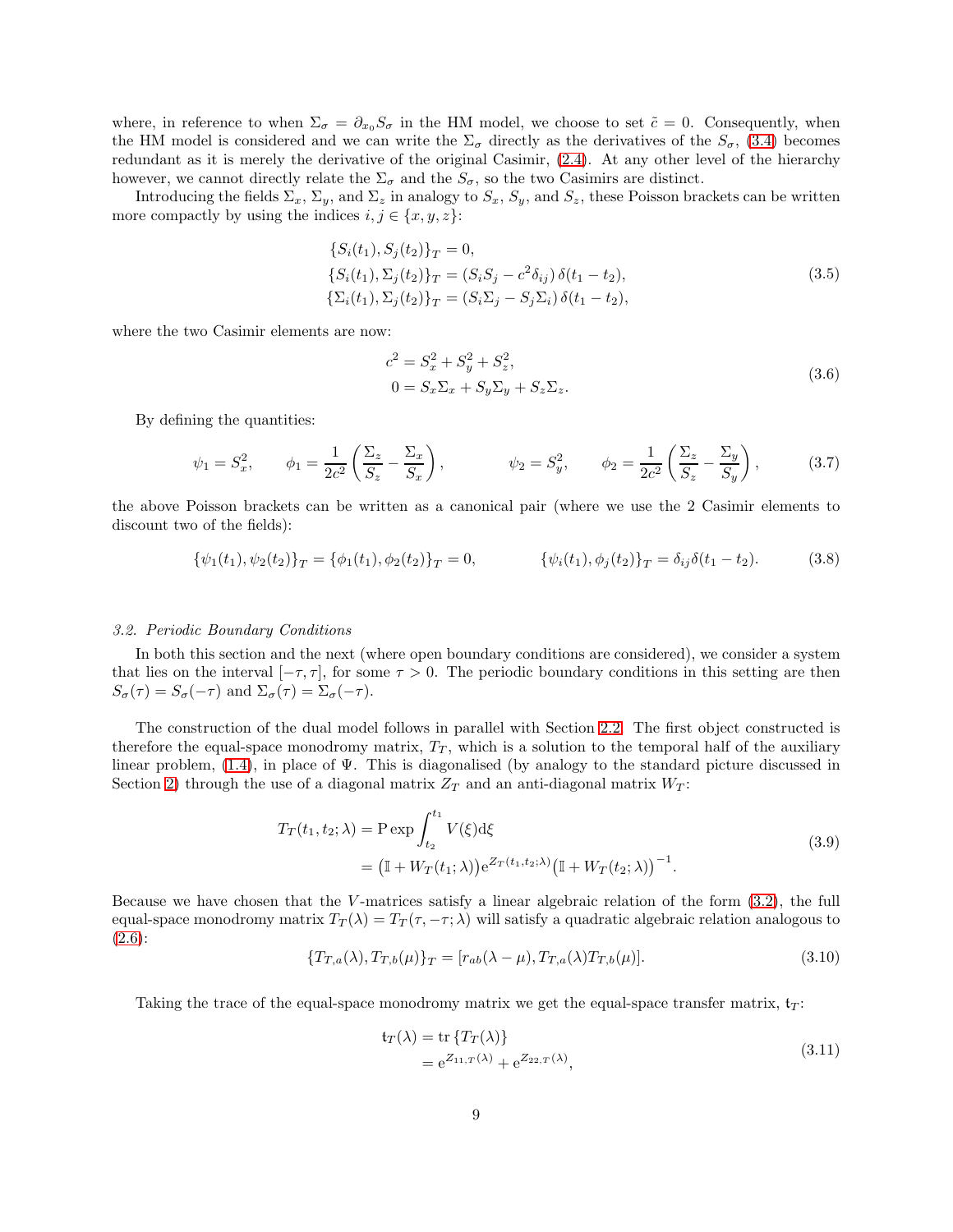where, in reference to when $\Sigma_\sigma = \partial_{x_0} S_\sigma$ in the HM model, we choose to set $\tilde{c} = 0$. Consequently, when the HM model is considered and we can write the $\Sigma_\sigma$ directly as the derivatives of the $S_\sigma$, (3.4) becomes redundant as it is merely the derivative of the original Casimir, (2.4). At any other level of the hierarchy however, we cannot directly relate the $\Sigma_\sigma$ and the $S_\sigma$, so the two Casimirs are distinct.

Introducing the fields $\Sigma_x$, $\Sigma_y$, and $\Sigma_z$ in analogy to $S_x$, $S_y$, and $S_z$, these Poisson brackets can be written more compactly by using the indices $i, j \in \{x, y, z\}$:

$$
\begin{aligned}
&\{S_i(t_1), S_j(t_2)\}_T = 0, \\
&\{S_i(t_1), \Sigma_j(t_2)\}_T = \left(S_i S_j - c^2 \delta_{ij}\right) \delta(t_1 - t_2), \\
&\{\Sigma_i(t_1), \Sigma_j(t_2)\}_T = \left(S_i \Sigma_j - S_j \Sigma_i\right) \delta(t_1 - t_2),
\end{aligned}
\tag{3.5}
$$

where the two Casimir elements are now:

$$
\begin{aligned}
c^2 &= S_x^2 + S_y^2 + S_z^2, \\
0 &= S_x \Sigma_x + S_y \Sigma_y + S_z \Sigma_z.
\end{aligned}
\tag{3.6}
$$

By defining the quantities:

$$
\psi_1 = S_x^2, \qquad \phi_1 = \frac{1}{2c^2}\left(\frac{\Sigma_z}{S_z} - \frac{\Sigma_x}{S_x}\right), \qquad\qquad \psi_2 = S_y^2, \qquad \phi_2 = \frac{1}{2c^2}\left(\frac{\Sigma_z}{S_z} - \frac{\Sigma_y}{S_y}\right),
\tag{3.7}
$$

the above Poisson brackets can be written as a canonical pair (where we use the 2 Casimir elements to discount two of the fields):

$$
\{\psi_1(t_1), \psi_2(t_2)\}_T = \{\phi_1(t_1), \phi_2(t_2)\}_T = 0, \qquad\qquad \{\psi_i(t_1), \phi_j(t_2)\}_T = \delta_{ij}\delta(t_1 - t_2).
\tag{3.8}
$$

### *3.2. Periodic Boundary Conditions*

In both this section and the next (where open boundary conditions are considered), we consider a system that lies on the interval $[-\tau, \tau]$, for some $\tau > 0$. The periodic boundary conditions in this setting are then $S_\sigma(\tau) = S_\sigma(-\tau)$ and $\Sigma_\sigma(\tau) = \Sigma_\sigma(-\tau)$.

The construction of the dual model follows in parallel with Section 2.2. The first object constructed is therefore the equal-space monodromy matrix, $T_T$, which is a solution to the temporal half of the auxiliary linear problem, (1.4), in place of $\Psi$. This is diagonalised (by analogy to the standard picture discussed in Section 2) through the use of a diagonal matrix $Z_T$ and an anti-diagonal matrix $W_T$:

$$
\begin{aligned}
T_T(t_1, t_2; \lambda) &= \mathrm{P}\exp\int_{t_2}^{t_1} V(\xi)\mathrm{d}\xi \\
&= \left(\mathbb{I} + W_T(t_1; \lambda)\right) \mathrm{e}^{Z_T(t_1, t_2; \lambda)} \left(\mathbb{I} + W_T(t_2; \lambda)\right)^{-1}.
\end{aligned}
\tag{3.9}
$$

Because we have chosen that the $V$-matrices satisfy a linear algebraic relation of the form (3.2), the full equal-space monodromy matrix $T_T(\lambda) = T_T(\tau, -\tau; \lambda)$ will satisfy a quadratic algebraic relation analogous to (2.6):

$$
\{T_{T,a}(\lambda), T_{T,b}(\mu)\}_T = [r_{ab}(\lambda - \mu), T_{T,a}(\lambda) T_{T,b}(\mu)].
\tag{3.10}
$$

Taking the trace of the equal-space monodromy matrix we get the equal-space transfer matrix, $\mathfrak{t}_T$:

$$
\begin{aligned}
\mathfrak{t}_T(\lambda) &= \mathrm{tr}\left\{T_T(\lambda)\right\} \\
&= \mathrm{e}^{Z_{11,T}(\lambda)} + \mathrm{e}^{Z_{22,T}(\lambda)},
\end{aligned}
\tag{3.11}
$$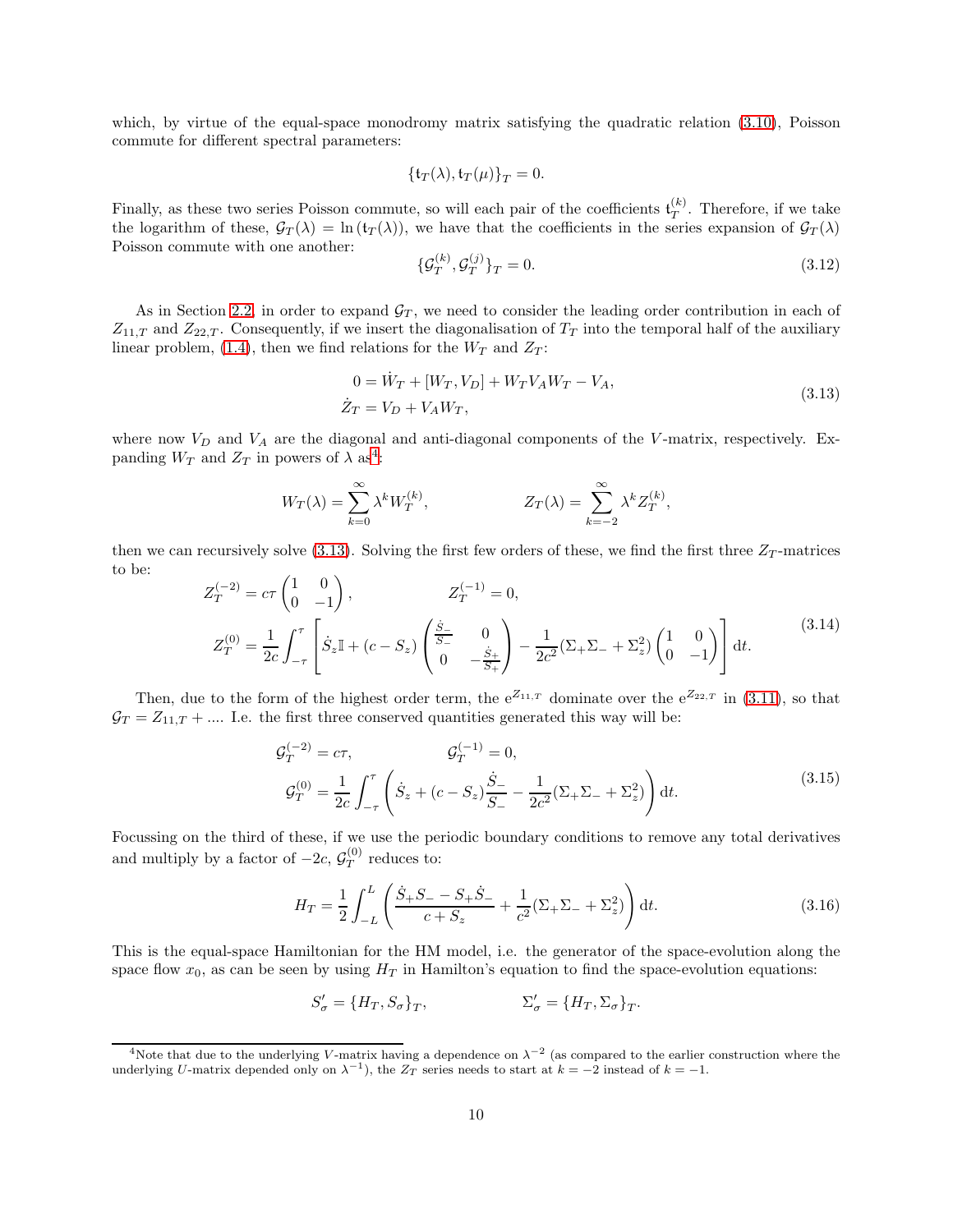which, by virtue of the equal-space monodromy matrix satisfying the quadratic relation (3.10), Poisson commute for different spectral parameters:

$$\{\mathfrak{t}_T(\lambda), \mathfrak{t}_T(\mu)\}_T = 0.$$

Finally, as these two series Poisson commute, so will each pair of the coefficients $\mathfrak{t}_T^{(k)}$. Therefore, if we take the logarithm of these, $\mathcal{G}_T(\lambda) = \ln(\mathfrak{t}_T(\lambda))$, we have that the coefficients in the series expansion of $\mathcal{G}_T(\lambda)$ Poisson commute with one another:

$$\{\mathcal{G}_T^{(k)}, \mathcal{G}_T^{(j)}\}_T = 0. \tag{3.12}$$

As in Section 2.2, in order to expand $\mathcal{G}_T$, we need to consider the leading order contribution in each of $Z_{11,T}$ and $Z_{22,T}$. Consequently, if we insert the diagonalisation of $T_T$ into the temporal half of the auxiliary linear problem, (1.4), then we find relations for the $W_T$ and $Z_T$:

$$\begin{aligned} 0 &= \dot{W}_T + [W_T, V_D] + W_T V_A W_T - V_A, \\ \dot{Z}_T &= V_D + V_A W_T, \end{aligned} \tag{3.13}$$

where now $V_D$ and $V_A$ are the diagonal and anti-diagonal components of the $V$-matrix, respectively. Expanding $W_T$ and $Z_T$ in powers of $\lambda$ as[4]:

$$W_T(\lambda) = \sum_{k=0}^{\infty} \lambda^k W_T^{(k)}, \qquad\qquad Z_T(\lambda) = \sum_{k=-2}^{\infty} \lambda^k Z_T^{(k)},$$

then we can recursively solve (3.13). Solving the first few orders of these, we find the first three $Z_T$-matrices to be:

$$\begin{aligned} Z_T^{(-2)} &= c\tau \begin{pmatrix} 1 & 0 \\ 0 & -1 \end{pmatrix}, \qquad\qquad Z_T^{(-1)} = 0, \\ Z_T^{(0)} &= \frac{1}{2c}\int_{-\tau}^{\tau} \left[ \dot{S}_z \mathbb{I} + (c - S_z)\begin{pmatrix} \frac{\dot{S}_-}{S_-} & 0 \\ 0 & -\frac{\dot{S}_+}{S_+} \end{pmatrix} - \frac{1}{2c^2}(\Sigma_+\Sigma_- + \Sigma_z^2)\begin{pmatrix} 1 & 0 \\ 0 & -1 \end{pmatrix} \right] \mathrm{d}t. \end{aligned} \tag{3.14}$$

Then, due to the form of the highest order term, the $\mathrm{e}^{Z_{11,T}}$ dominate over the $\mathrm{e}^{Z_{22,T}}$ in (3.11), so that $\mathcal{G}_T = Z_{11,T} + \ldots$. I.e. the first three conserved quantities generated this way will be:

$$\begin{aligned} \mathcal{G}_T^{(-2)} &= c\tau, \qquad\qquad \mathcal{G}_T^{(-1)} = 0, \\ \mathcal{G}_T^{(0)} &= \frac{1}{2c}\int_{-\tau}^{\tau} \left( \dot{S}_z + (c - S_z)\frac{\dot{S}_-}{S_-} - \frac{1}{2c^2}(\Sigma_+\Sigma_- + \Sigma_z^2) \right) \mathrm{d}t. \end{aligned} \tag{3.15}$$

Focussing on the third of these, if we use the periodic boundary conditions to remove any total derivatives and multiply by a factor of $-2c$, $\mathcal{G}_T^{(0)}$ reduces to:

$$H_T = \frac{1}{2}\int_{-L}^{L} \left( \frac{\dot{S}_+ S_- - S_+ \dot{S}_-}{c + S_z} + \frac{1}{c^2}(\Sigma_+\Sigma_- + \Sigma_z^2) \right) \mathrm{d}t. \tag{3.16}$$

This is the equal-space Hamiltonian for the HM model, i.e. the generator of the space-evolution along the space flow $x_0$, as can be seen by using $H_T$ in Hamilton's equation to find the space-evolution equations:

$$S'_\sigma = \{H_T, S_\sigma\}_T, \qquad\qquad \Sigma'_\sigma = \{H_T, \Sigma_\sigma\}_T.$$

---

[4] Note that due to the underlying $V$-matrix having a dependence on $\lambda^{-2}$ (as compared to the earlier construction where the underlying $U$-matrix depended only on $\lambda^{-1}$), the $Z_T$ series needs to start at $k = -2$ instead of $k = -1$.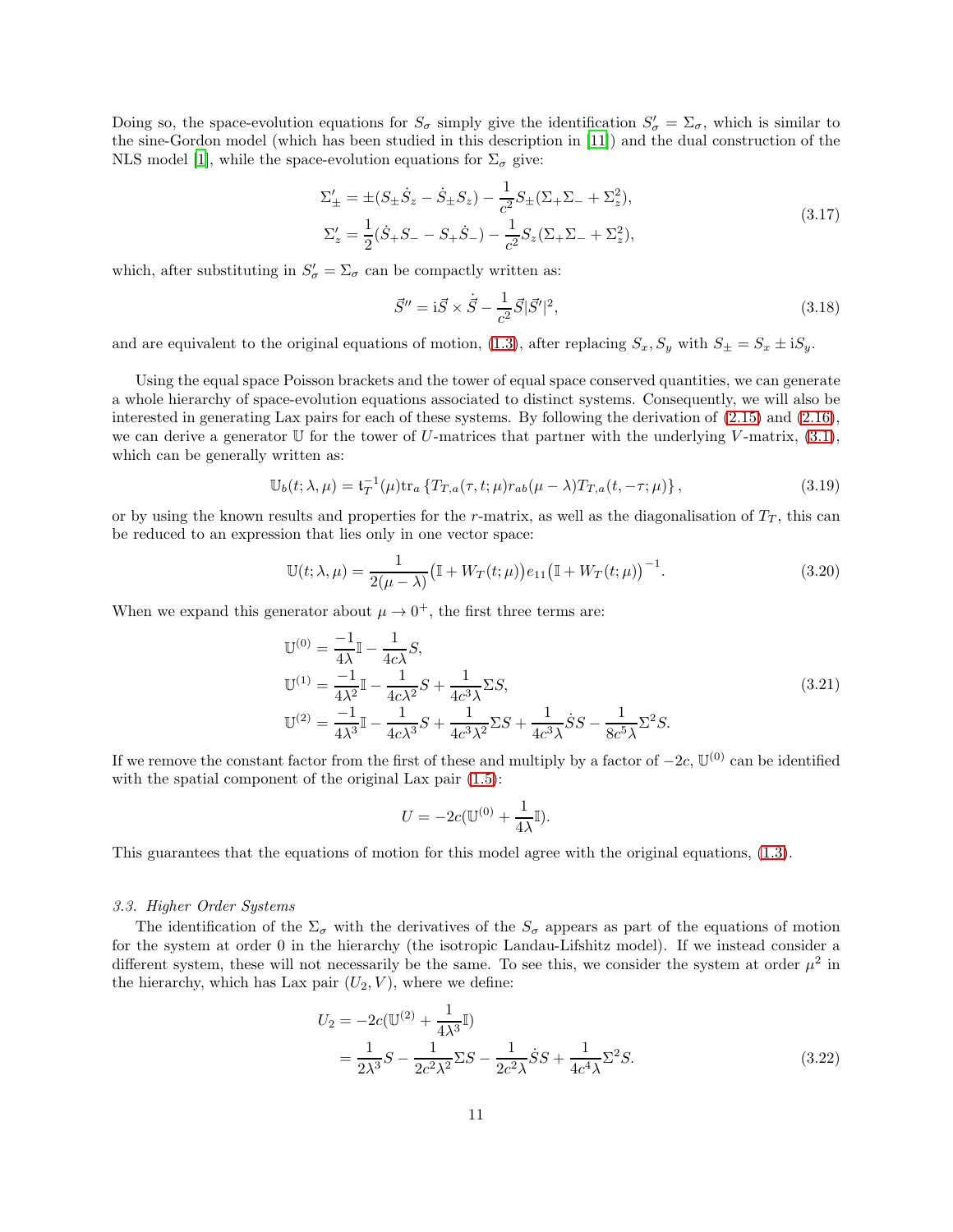Doing so, the space-evolution equations for $S_\sigma$ simply give the identification $S'_\sigma = \Sigma_\sigma$, which is similar to the sine-Gordon model (which has been studied in this description in [11]) and the dual construction of the NLS model [1], while the space-evolution equations for $\Sigma_\sigma$ give:

$$
\begin{aligned}
\Sigma'_\pm &= \pm(S_\pm \dot{S}_z - \dot{S}_\pm S_z) - \frac{1}{c^2} S_\pm (\Sigma_+\Sigma_- + \Sigma_z^2), \\
\Sigma'_z &= \frac{1}{2}(\dot{S}_+ S_- - S_+ \dot{S}_-) - \frac{1}{c^2} S_z (\Sigma_+\Sigma_- + \Sigma_z^2),
\end{aligned}
\tag{3.17}
$$

which, after substituting in $S'_\sigma = \Sigma_\sigma$ can be compactly written as:

$$
\vec{S}'' = \mathrm{i}\vec{S} \times \dot{\vec{S}} - \frac{1}{c^2}\vec{S}|\vec{S}'|^2, \tag{3.18}
$$

and are equivalent to the original equations of motion, (1.3), after replacing $S_x, S_y$ with $S_\pm = S_x \pm \mathrm{i}S_y$.

Using the equal space Poisson brackets and the tower of equal space conserved quantities, we can generate a whole hierarchy of space-evolution equations associated to distinct systems. Consequently, we will also be interested in generating Lax pairs for each of these systems. By following the derivation of (2.15) and (2.16), we can derive a generator $\mathbb{U}$ for the tower of $U$-matrices that partner with the underlying $V$-matrix, (3.1), which can be generally written as:

$$
\mathbb{U}_b(t;\lambda,\mu) = \mathfrak{t}_T^{-1}(\mu)\mathrm{tr}_a\left\{T_{T,a}(\tau,t;\mu) r_{ab}(\mu-\lambda) T_{T,a}(t,-\tau;\mu)\right\}, \tag{3.19}
$$

or by using the known results and properties for the $r$-matrix, as well as the diagonalisation of $T_T$, this can be reduced to an expression that lies only in one vector space:

$$
\mathbb{U}(t;\lambda,\mu) = \frac{1}{2(\mu-\lambda)}\big(\mathbb{I} + W_T(t;\mu)\big) e_{11} \big(\mathbb{I} + W_T(t;\mu)\big)^{-1}. \tag{3.20}
$$

When we expand this generator about $\mu \to 0^+$, the first three terms are:

$$
\begin{aligned}
\mathbb{U}^{(0)} &= \frac{-1}{4\lambda}\mathbb{I} - \frac{1}{4c\lambda}S, \\
\mathbb{U}^{(1)} &= \frac{-1}{4\lambda^2}\mathbb{I} - \frac{1}{4c\lambda^2}S + \frac{1}{4c^3\lambda}\Sigma S, \\
\mathbb{U}^{(2)} &= \frac{-1}{4\lambda^3}\mathbb{I} - \frac{1}{4c\lambda^3}S + \frac{1}{4c^3\lambda^2}\Sigma S + \frac{1}{4c^3\lambda}\dot{S}S - \frac{1}{8c^5\lambda}\Sigma^2 S.
\end{aligned}
\tag{3.21}
$$

If we remove the constant factor from the first of these and multiply by a factor of $-2c$, $\mathbb{U}^{(0)}$ can be identified with the spatial component of the original Lax pair (1.5):

$$
U = -2c(\mathbb{U}^{(0)} + \frac{1}{4\lambda}\mathbb{I}).
$$

This guarantees that the equations of motion for this model agree with the original equations, (1.3).

### 3.3. Higher Order Systems

The identification of the $\Sigma_\sigma$ with the derivatives of the $S_\sigma$ appears as part of the equations of motion for the system at order 0 in the hierarchy (the isotropic Landau-Lifshitz model). If we instead consider a different system, these will not necessarily be the same. To see this, we consider the system at order $\mu^2$ in the hierarchy, which has Lax pair $(U_2, V)$, where we define:

$$
\begin{aligned}
U_2 &= -2c(\mathbb{U}^{(2)} + \frac{1}{4\lambda^3}\mathbb{I}) \\
&= \frac{1}{2\lambda^3}S - \frac{1}{2c^2\lambda^2}\Sigma S - \frac{1}{2c^2\lambda}\dot{S}S + \frac{1}{4c^4\lambda}\Sigma^2 S.
\end{aligned}
\tag{3.22}
$$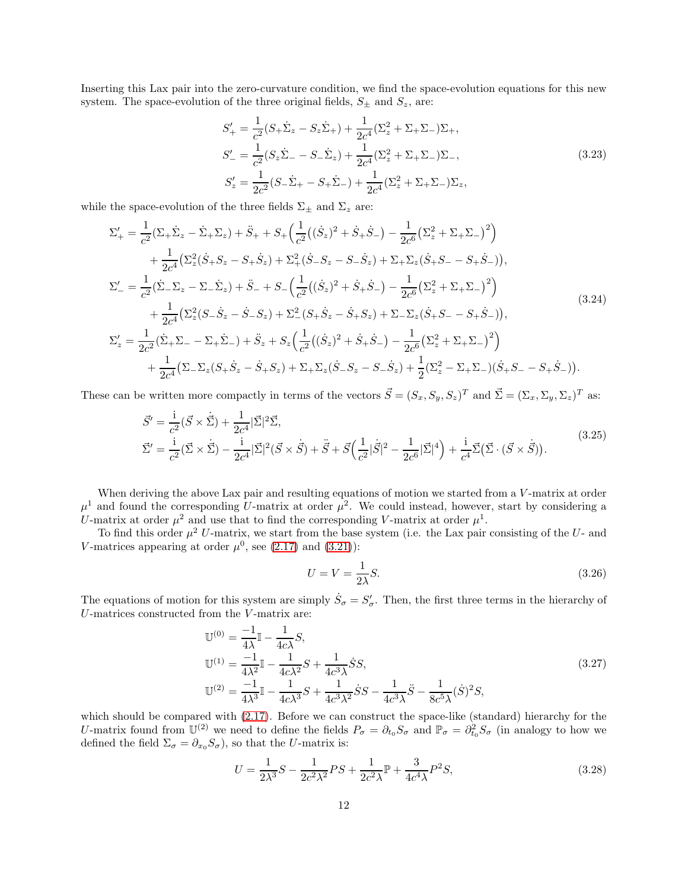Inserting this Lax pair into the zero-curvature condition, we find the space-evolution equations for this new system. The space-evolution of the three original fields, $S_\pm$ and $S_z$, are:

$$
\begin{aligned}
S'_+ &= \frac{1}{c^2}(S_+\dot{\Sigma}_z - S_z\dot{\Sigma}_+) + \frac{1}{2c^4}(\Sigma_z^2 + \Sigma_+\Sigma_-)\Sigma_+,\\
S'_- &= \frac{1}{c^2}(S_z\dot{\Sigma}_- - S_-\dot{\Sigma}_z) + \frac{1}{2c^4}(\Sigma_z^2 + \Sigma_+\Sigma_-)\Sigma_-,\\
S'_z &= \frac{1}{2c^2}(S_-\dot{\Sigma}_+ - S_+\dot{\Sigma}_-) + \frac{1}{2c^4}(\Sigma_z^2 + \Sigma_+\Sigma_-)\Sigma_z,
\end{aligned}
\tag{3.23}
$$

while the space-evolution of the three fields $\Sigma_\pm$ and $\Sigma_z$ are:

$$
\begin{aligned}
\Sigma'_+ &= \frac{1}{c^2}(\Sigma_+\dot{\Sigma}_z - \dot{\Sigma}_+\Sigma_z) + \ddot{S}_+ + S_+\Big(\frac{1}{c^2}\big((\dot{S}_z)^2 + \dot{S}_+\dot{S}_-\big) - \frac{1}{2c^6}\big(\Sigma_z^2 + \Sigma_+\Sigma_-\big)^2\Big)\\
&\quad + \frac{1}{2c^4}\big(\Sigma_z^2(\dot{S}_+S_z - S_+\dot{S}_z) + \Sigma_+^2(\dot{S}_-S_z - S_-\dot{S}_z) + \Sigma_+\Sigma_z(\dot{S}_+S_- - S_+\dot{S}_-)\big),\\
\Sigma'_- &= \frac{1}{c^2}(\dot{\Sigma}_-\Sigma_z - \Sigma_-\dot{\Sigma}_z) + \ddot{S}_- + S_-\Big(\frac{1}{c^2}\big((\dot{S}_z)^2 + \dot{S}_+\dot{S}_-\big) - \frac{1}{2c^6}\big(\Sigma_z^2 + \Sigma_+\Sigma_-\big)^2\Big)\\
&\quad + \frac{1}{2c^4}\big(\Sigma_z^2(S_-\dot{S}_z - \dot{S}_-S_z) + \Sigma_-^2(S_+\dot{S}_z - \dot{S}_+S_z) + \Sigma_-\Sigma_z(\dot{S}_+S_- - S_+\dot{S}_-)\big),\\
\Sigma'_z &= \frac{1}{2c^2}(\dot{\Sigma}_+\Sigma_- - \Sigma_+\dot{\Sigma}_-) + \ddot{S}_z + S_z\Big(\frac{1}{c^2}\big((\dot{S}_z)^2 + \dot{S}_+\dot{S}_-\big) - \frac{1}{2c^6}\big(\Sigma_z^2 + \Sigma_+\Sigma_-\big)^2\Big)\\
&\quad + \frac{1}{2c^4}\big(\Sigma_-\Sigma_z(S_+\dot{S}_z - \dot{S}_+S_z) + \Sigma_+\Sigma_z(\dot{S}_-S_z - S_-\dot{S}_z) + \frac{1}{2}(\Sigma_z^2 - \Sigma_+\Sigma_-)(\dot{S}_+S_- - S_+\dot{S}_-)\big).
\end{aligned}
\tag{3.24}
$$

These can be written more compactly in terms of the vectors $\vec{S} = (S_x, S_y, S_z)^T$ and $\vec{\Sigma} = (\Sigma_x, \Sigma_y, \Sigma_z)^T$ as:

$$
\begin{aligned}
\vec{S}' &= \frac{\mathrm{i}}{c^2}(\vec{S}\times\dot{\vec{\Sigma}}) + \frac{1}{2c^4}|\vec{\Sigma}|^2\vec{\Sigma},\\
\vec{\Sigma}' &= \frac{\mathrm{i}}{c^2}(\vec{\Sigma}\times\dot{\vec{\Sigma}}) - \frac{\mathrm{i}}{2c^4}|\vec{\Sigma}|^2(\vec{S}\times\dot{\vec{S}}) + \ddot{\vec{S}} + \vec{S}\Big(\frac{1}{c^2}|\dot{\vec{S}}|^2 - \frac{1}{2c^6}|\vec{\Sigma}|^4\Big) + \frac{\mathrm{i}}{c^4}\vec{\Sigma}\big(\vec{\Sigma}\cdot(\vec{S}\times\dot{\vec{S}})\big).
\end{aligned}
\tag{3.25}
$$

When deriving the above Lax pair and resulting equations of motion we started from a $V$-matrix at order $\mu^1$ and found the corresponding $U$-matrix at order $\mu^2$. We could instead, however, start by considering a $U$-matrix at order $\mu^2$ and use that to find the corresponding $V$-matrix at order $\mu^1$.

To find this order $\mu^2$ $U$-matrix, we start from the base system (i.e. the Lax pair consisting of the $U$- and $V$-matrices appearing at order $\mu^0$, see (2.17) and (3.21)):

$$
U = V = \frac{1}{2\lambda}S. \tag{3.26}
$$

The equations of motion for this system are simply $\dot{S}_\sigma = S'_\sigma$. Then, the first three terms in the hierarchy of $U$-matrices constructed from the $V$-matrix are:

$$
\begin{aligned}
\mathbb{U}^{(0)} &= \frac{-1}{4\lambda}\mathbb{I} - \frac{1}{4c\lambda}S,\\
\mathbb{U}^{(1)} &= \frac{-1}{4\lambda^2}\mathbb{I} - \frac{1}{4c\lambda^2}S + \frac{1}{4c^3\lambda}\dot{S}S,\\
\mathbb{U}^{(2)} &= \frac{-1}{4\lambda^3}\mathbb{I} - \frac{1}{4c\lambda^3}S + \frac{1}{4c^3\lambda^2}\dot{S}S - \frac{1}{4c^3\lambda}\ddot{S} - \frac{1}{8c^5\lambda}(\dot{S})^2S,
\end{aligned}
\tag{3.27}
$$

which should be compared with (2.17). Before we can construct the space-like (standard) hierarchy for the $U$-matrix found from $\mathbb{U}^{(2)}$ we need to define the fields $P_\sigma = \partial_{t_0}S_\sigma$ and $\mathbb{P}_\sigma = \partial_{t_0}^2 S_\sigma$ (in analogy to how we defined the field $\Sigma_\sigma = \partial_{x_0}S_\sigma$), so that the $U$-matrix is:

$$
U = \frac{1}{2\lambda^3}S - \frac{1}{2c^2\lambda^2}PS + \frac{1}{2c^2\lambda}\mathbb{P} + \frac{3}{4c^4\lambda}P^2S, \tag{3.28}
$$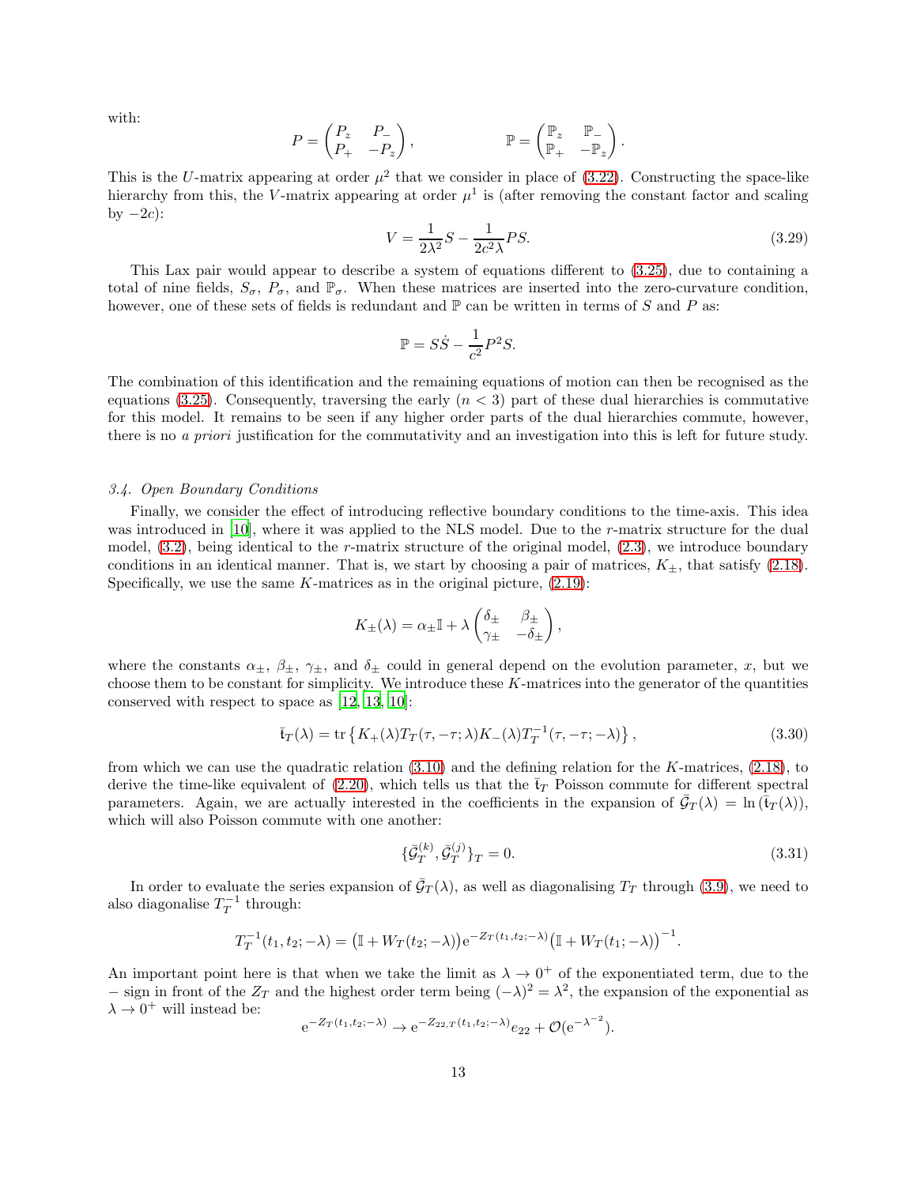with:

$$P = \begin{pmatrix} P_z & P_- \\ P_+ & -P_z \end{pmatrix}, \qquad\qquad \mathbb{P} = \begin{pmatrix} \mathbb{P}_z & \mathbb{P}_- \\ \mathbb{P}_+ & -\mathbb{P}_z \end{pmatrix}.$$

This is the $U$-matrix appearing at order $\mu^2$ that we consider in place of (3.22). Constructing the space-like hierarchy from this, the $V$-matrix appearing at order $\mu^1$ is (after removing the constant factor and scaling by $-2c$):

$$V = \frac{1}{2\lambda^2} S - \frac{1}{2c^2\lambda} PS. \tag{3.29}$$

This Lax pair would appear to describe a system of equations different to (3.25), due to containing a total of nine fields, $S_\sigma$, $P_\sigma$, and $\mathbb{P}_\sigma$. When these matrices are inserted into the zero-curvature condition, however, one of these sets of fields is redundant and $\mathbb{P}$ can be written in terms of $S$ and $P$ as:

$$\mathbb{P} = S\dot{S} - \frac{1}{c^2} P^2 S.$$

The combination of this identification and the remaining equations of motion can then be recognised as the equations (3.25). Consequently, traversing the early ($n < 3$) part of these dual hierarchies is commutative for this model. It remains to be seen if any higher order parts of the dual hierarchies commute, however, there is no *a priori* justification for the commutativity and an investigation into this is left for future study.

### *3.4. Open Boundary Conditions*

Finally, we consider the effect of introducing reflective boundary conditions to the time-axis. This idea was introduced in [10], where it was applied to the NLS model. Due to the $r$-matrix structure for the dual model, (3.2), being identical to the $r$-matrix structure of the original model, (2.3), we introduce boundary conditions in an identical manner. That is, we start by choosing a pair of matrices, $K_\pm$, that satisfy (2.18). Specifically, we use the same $K$-matrices as in the original picture, (2.19):

$$K_\pm(\lambda) = \alpha_\pm \mathbb{I} + \lambda \begin{pmatrix} \delta_\pm & \beta_\pm \\ \gamma_\pm & -\delta_\pm \end{pmatrix},$$

where the constants $\alpha_\pm$, $\beta_\pm$, $\gamma_\pm$, and $\delta_\pm$ could in general depend on the evolution parameter, $x$, but we choose them to be constant for simplicity. We introduce these $K$-matrices into the generator of the quantities conserved with respect to space as [12, 13, 10]:

$$\bar{\mathfrak{t}}_T(\lambda) = \operatorname{tr}\left\{ K_+(\lambda) T_T(\tau, -\tau; \lambda) K_-(\lambda) T_T^{-1}(\tau, -\tau; -\lambda) \right\}, \tag{3.30}$$

from which we can use the quadratic relation (3.10) and the defining relation for the $K$-matrices, (2.18), to derive the time-like equivalent of (2.20), which tells us that the $\bar{\mathfrak{t}}_T$ Poisson commute for different spectral parameters. Again, we are actually interested in the coefficients in the expansion of $\bar{\mathcal{G}}_T(\lambda) = \ln\left(\bar{\mathfrak{t}}_T(\lambda)\right)$, which will also Poisson commute with one another:

$$\{\bar{\mathcal{G}}_T^{(k)}, \bar{\mathcal{G}}_T^{(j)}\}_T = 0. \tag{3.31}$$

In order to evaluate the series expansion of $\bar{\mathcal{G}}_T(\lambda)$, as well as diagonalising $T_T$ through (3.9), we need to also diagonalise $T_T^{-1}$ through:

$$T_T^{-1}(t_1, t_2; -\lambda) = \big(\mathbb{I} + W_T(t_2; -\lambda)\big) \mathrm{e}^{-Z_T(t_1, t_2; -\lambda)} \big(\mathbb{I} + W_T(t_1; -\lambda)\big)^{-1}.$$

An important point here is that when we take the limit as $\lambda \to 0^+$ of the exponentiated term, due to the $-$ sign in front of the $Z_T$ and the highest order term being $(-\lambda)^2 = \lambda^2$, the expansion of the exponential as $\lambda \to 0^+$ will instead be:

$$\mathrm{e}^{-Z_T(t_1, t_2; -\lambda)} \to \mathrm{e}^{-Z_{22,T}(t_1, t_2; -\lambda)} e_{22} + \mathcal{O}(\mathrm{e}^{-\lambda^{-2}}).$$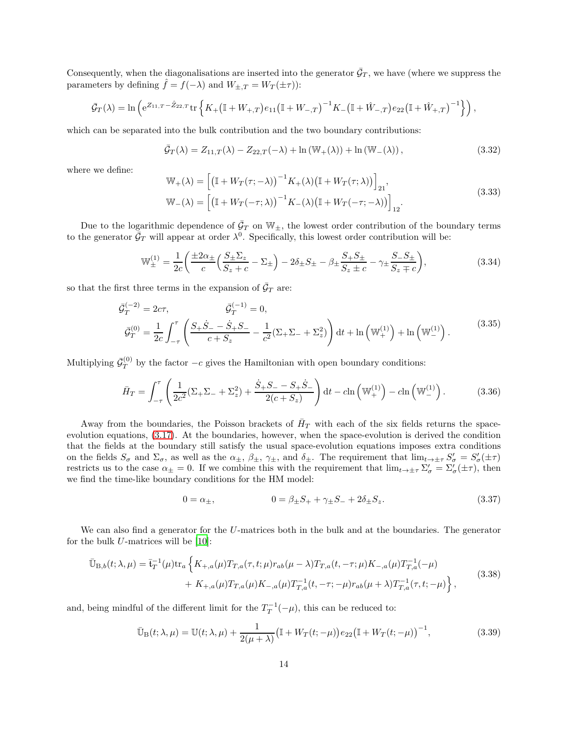Consequently, when the diagonalisations are inserted into the generator $\bar{\mathcal{G}}_T$, we have (where we suppress the parameters by defining $\hat{f} = f(-\lambda)$ and $W_{\pm,T} = W_T(\pm\tau)$):

$$
\bar{\mathcal{G}}_T(\lambda) = \ln\left(\mathrm{e}^{Z_{11,T} - \hat{Z}_{22,T}} \mathrm{tr}\left\{K_+\big(\mathbb{I} + W_{+,T}\big)e_{11}\big(\mathbb{I} + W_{-,T}\big)^{-1}K_-\big(\mathbb{I} + \hat{W}_{-,T}\big)e_{22}\big(\mathbb{I} + \hat{W}_{+,T}\big)^{-1}\right\}\right),
$$

which can be separated into the bulk contribution and the two boundary contributions:

$$
\bar{\mathcal{G}}_T(\lambda) = Z_{11,T}(\lambda) - Z_{22,T}(-\lambda) + \ln\left(\mathbb{W}_+(\lambda)\right) + \ln\left(\mathbb{W}_-(\lambda)\right), \tag{3.32}
$$

where we define:

$$
\begin{aligned}
\mathbb{W}_+(\lambda) &= \Big[\big(\mathbb{I} + W_T(\tau; -\lambda)\big)^{-1}K_+(\lambda)\big(\mathbb{I} + W_T(\tau; \lambda)\big)\Big]_{21}, \\
\mathbb{W}_-(\lambda) &= \Big[\big(\mathbb{I} + W_T(-\tau; \lambda)\big)^{-1}K_-(\lambda)\big(\mathbb{I} + W_T(-\tau; -\lambda)\big)\Big]_{12}.
\end{aligned} \tag{3.33}
$$

Due to the logarithmic dependence of $\bar{\mathcal{G}}_T$ on $\mathbb{W}_\pm$, the lowest order contribution of the boundary terms to the generator $\bar{\mathcal{G}}_T$ will appear at order $\lambda^0$. Specifically, this lowest order contribution will be:

$$
\mathbb{W}_\pm^{(1)} = \frac{1}{2c}\left(\frac{\pm 2\alpha_\pm}{c}\Big(\frac{S_\pm \Sigma_z}{S_z + c} - \Sigma_\pm\Big) - 2\delta_\pm S_\pm - \beta_\pm \frac{S_+ S_\pm}{S_z \pm c} - \gamma_\pm \frac{S_- S_\pm}{S_z \mp c}\right), \tag{3.34}
$$

so that the first three terms in the expansion of $\bar{\mathcal{G}}_T$ are:

$$
\begin{aligned}
\bar{\mathcal{G}}_T^{(-2)} &= 2c\tau, \qquad\qquad \bar{\mathcal{G}}_T^{(-1)} = 0, \\
\bar{\mathcal{G}}_T^{(0)} &= \frac{1}{2c}\int_{-\tau}^{\tau}\left(\frac{S_+\dot{S}_- - \dot{S}_+ S_-}{c + S_z} - \frac{1}{c^2}(\Sigma_+\Sigma_- + \Sigma_z^2)\right)\mathrm{d}t + \ln\left(\mathbb{W}_+^{(1)}\right) + \ln\left(\mathbb{W}_-^{(1)}\right).
\end{aligned} \tag{3.35}
$$

Multiplying $\bar{\mathcal{G}}_T^{(0)}$ by the factor $-c$ gives the Hamiltonian with open boundary conditions:

$$
\bar{H}_T = \int_{-\tau}^{\tau}\left(\frac{1}{2c^2}(\Sigma_+\Sigma_- + \Sigma_z^2) + \frac{\dot{S}_+ S_- - S_+\dot{S}_-}{2(c + S_z)}\right)\mathrm{d}t - c\ln\left(\mathbb{W}_+^{(1)}\right) - c\ln\left(\mathbb{W}_-^{(1)}\right). \tag{3.36}
$$

Away from the boundaries, the Poisson brackets of $\bar{H}_T$ with each of the six fields returns the space-evolution equations, (3.17). At the boundaries, however, when the space-evolution is derived the condition that the fields at the boundary still satisfy the usual space-evolution equations imposes extra conditions on the fields $S_\sigma$ and $\Sigma_\sigma$, as well as the $\alpha_\pm$, $\beta_\pm$, $\gamma_\pm$, and $\delta_\pm$. The requirement that $\lim_{t\to\pm\tau} S'_\sigma = S'_\sigma(\pm\tau)$ restricts us to the case $\alpha_\pm = 0$. If we combine this with the requirement that $\lim_{t\to\pm\tau}\Sigma'_\sigma = \Sigma'_\sigma(\pm\tau)$, then we find the time-like boundary conditions for the HM model:

$$
0 = \alpha_\pm, \qquad\qquad 0 = \beta_\pm S_+ + \gamma_\pm S_- + 2\delta_\pm S_z. \tag{3.37}
$$

We can also find a generator for the $U$-matrices both in the bulk and at the boundaries. The generator for the bulk $U$-matrices will be [10]:

$$
\begin{aligned}
\bar{\mathbb{U}}_{\mathrm{B},b}(t; \lambda, \mu) = \bar{\mathfrak{t}}_T^{-1}(\mu)\mathrm{tr}_a\Big\{&K_{+,a}(\mu)T_{T,a}(\tau, t; \mu)r_{ab}(\mu - \lambda)T_{T,a}(t, -\tau; \mu)K_{-,a}(\mu)T_{T,a}^{-1}(-\mu) \\
&+ K_{+,a}(\mu)T_{T,a}(\mu)K_{-,a}(\mu)T_{T,a}^{-1}(t, -\tau; -\mu)r_{ab}(\mu + \lambda)T_{T,a}^{-1}(\tau, t; -\mu)\Big\},
\end{aligned} \tag{3.38}
$$

and, being mindful of the different limit for the $T_T^{-1}(-\mu)$, this can be reduced to:

$$
\bar{\mathbb{U}}_{\mathrm{B}}(t; \lambda, \mu) = \mathbb{U}(t; \lambda, \mu) + \frac{1}{2(\mu + \lambda)}\big(\mathbb{I} + W_T(t; -\mu)\big)e_{22}\big(\mathbb{I} + W_T(t; -\mu)\big)^{-1}, \tag{3.39}
$$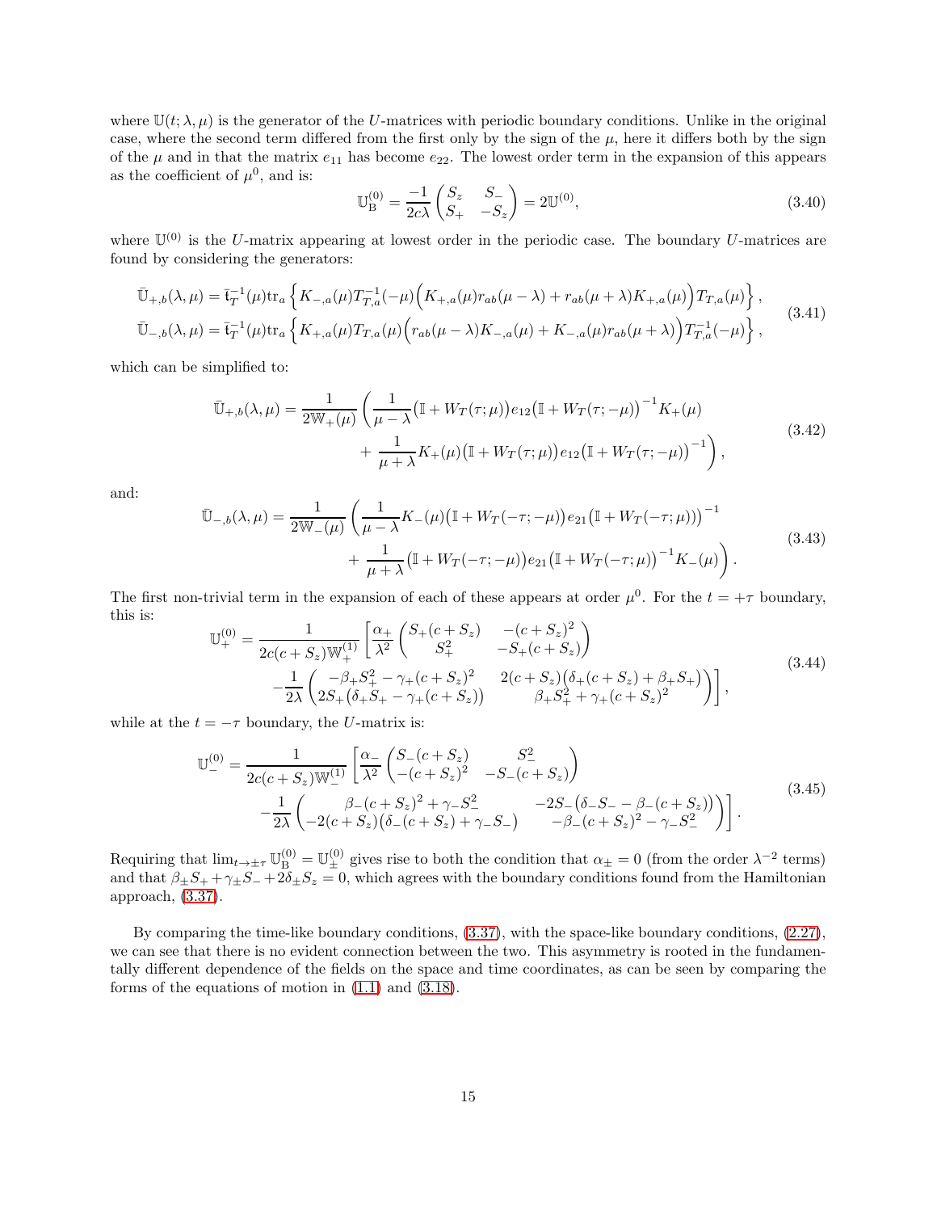where $\mathbb{U}(t;\lambda,\mu)$ is the generator of the $U$-matrices with periodic boundary conditions. Unlike in the original case, where the second term differed from the first only by the sign of the $\mu$, here it differs both by the sign of the $\mu$ and in that the matrix $e_{11}$ has become $e_{22}$. The lowest order term in the expansion of this appears as the coefficient of $\mu^0$, and is:

$$\mathbb{U}_{\rm B}^{(0)} = \frac{-1}{2c\lambda}\begin{pmatrix} S_z & S_- \\ S_+ & -S_z \end{pmatrix} = 2\mathbb{U}^{(0)}, \tag{3.40}$$

where $\mathbb{U}^{(0)}$ is the $U$-matrix appearing at lowest order in the periodic case. The boundary $U$-matrices are found by considering the generators:

$$\begin{aligned}
\bar{\mathbb{U}}_{+,b}(\lambda,\mu) &= \bar{\mathfrak{t}}_T^{-1}(\mu)\mathrm{tr}_a\left\{K_{-,a}(\mu)T_{T,a}^{-1}(-\mu)\Big(K_{+,a}(\mu)r_{ab}(\mu-\lambda)+r_{ab}(\mu+\lambda)K_{+,a}(\mu)\Big)T_{T,a}(\mu)\right\},\\
\bar{\mathbb{U}}_{-,b}(\lambda,\mu) &= \bar{\mathfrak{t}}_T^{-1}(\mu)\mathrm{tr}_a\left\{K_{+,a}(\mu)T_{T,a}(\mu)\Big(r_{ab}(\mu-\lambda)K_{-,a}(\mu)+K_{-,a}(\mu)r_{ab}(\mu+\lambda)\Big)T_{T,a}^{-1}(-\mu)\right\},
\end{aligned}\tag{3.41}$$

which can be simplified to:

$$\begin{aligned}
\bar{\mathbb{U}}_{+,b}(\lambda,\mu) = \frac{1}{2\mathbb{W}_+(\mu)}\bigg(&\frac{1}{\mu-\lambda}\big(\mathbb{I}+W_T(\tau;\mu)\big)e_{12}\big(\mathbb{I}+W_T(\tau;-\mu)\big)^{-1}K_+(\mu)\\
&+\frac{1}{\mu+\lambda}K_+(\mu)\big(\mathbb{I}+W_T(\tau;\mu)\big)e_{12}\big(\mathbb{I}+W_T(\tau;-\mu)\big)^{-1}\bigg),
\end{aligned}\tag{3.42}$$

and:

$$\begin{aligned}
\bar{\mathbb{U}}_{-,b}(\lambda,\mu) = \frac{1}{2\mathbb{W}_-(\mu)}\bigg(&\frac{1}{\mu-\lambda}K_-(\mu)\big(\mathbb{I}+W_T(-\tau;-\mu)\big)e_{21}\big(\mathbb{I}+W_T(-\tau;\mu)\big)\big)^{-1}\\
&+\frac{1}{\mu+\lambda}\big(\mathbb{I}+W_T(-\tau;-\mu)\big)e_{21}\big(\mathbb{I}+W_T(-\tau;\mu)\big)^{-1}K_-(\mu)\bigg).
\end{aligned}\tag{3.43}$$

The first non-trivial term in the expansion of each of these appears at order $\mu^0$. For the $t=+\tau$ boundary, this is:

$$\begin{aligned}
\mathbb{U}_+^{(0)} = \frac{1}{2c(c+S_z)\mathbb{W}_+^{(1)}}\bigg[&\frac{\alpha_+}{\lambda^2}\begin{pmatrix} S_+(c+S_z) & -(c+S_z)^2 \\ S_+^2 & -S_+(c+S_z)\end{pmatrix}\\
&-\frac{1}{2\lambda}\begin{pmatrix} -\beta_+S_+^2-\gamma_+(c+S_z)^2 & 2(c+S_z)\big(\delta_+(c+S_z)+\beta_+S_+\big) \\ 2S_+\big(\delta_+S_+-\gamma_+(c+S_z)\big) & \beta_+S_+^2+\gamma_+(c+S_z)^2\end{pmatrix}\bigg],
\end{aligned}\tag{3.44}$$

while at the $t=-\tau$ boundary, the $U$-matrix is:

$$\begin{aligned}
\mathbb{U}_-^{(0)} = \frac{1}{2c(c+S_z)\mathbb{W}_-^{(1)}}\bigg[&\frac{\alpha_-}{\lambda^2}\begin{pmatrix} S_-(c+S_z) & S_-^2 \\ -(c+S_z)^2 & -S_-(c+S_z)\end{pmatrix}\\
&-\frac{1}{2\lambda}\begin{pmatrix} \beta_-(c+S_z)^2+\gamma_-S_-^2 & -2S_-\big(\delta_-S_--\beta_-(c+S_z)\big) \\ -2(c+S_z)\big(\delta_-(c+S_z)+\gamma_-S_-\big) & -\beta_-(c+S_z)^2-\gamma_-S_-^2\end{pmatrix}\bigg].
\end{aligned}\tag{3.45}$$

Requiring that $\lim_{t\to\pm\tau}\mathbb{U}_{\rm B}^{(0)} = \mathbb{U}_\pm^{(0)}$ gives rise to both the condition that $\alpha_\pm = 0$ (from the order $\lambda^{-2}$ terms) and that $\beta_\pm S_+ + \gamma_\pm S_- + 2\delta_\pm S_z = 0$, which agrees with the boundary conditions found from the Hamiltonian approach, (3.37).

By comparing the time-like boundary conditions, (3.37), with the space-like boundary conditions, (2.27), we can see that there is no evident connection between the two. This asymmetry is rooted in the fundamentally different dependence of the fields on the space and time coordinates, as can be seen by comparing the forms of the equations of motion in (1.1) and (3.18).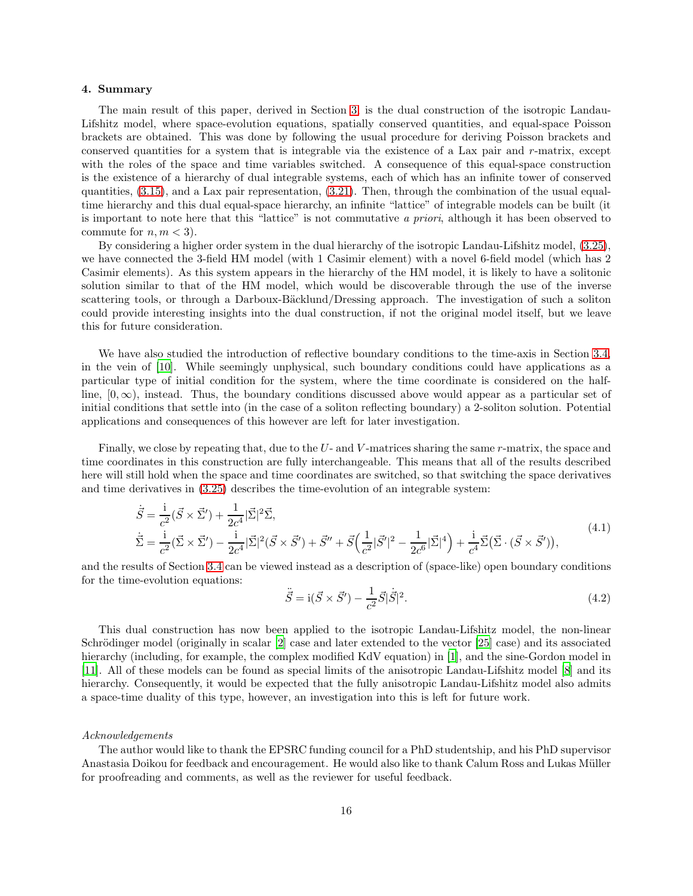## 4. Summary

The main result of this paper, derived in Section 3, is the dual construction of the isotropic Landau-Lifshitz model, where space-evolution equations, spatially conserved quantities, and equal-space Poisson brackets are obtained. This was done by following the usual procedure for deriving Poisson brackets and conserved quantities for a system that is integrable via the existence of a Lax pair and $r$-matrix, except with the roles of the space and time variables switched. A consequence of this equal-space construction is the existence of a hierarchy of dual integrable systems, each of which has an infinite tower of conserved quantities, (3.15), and a Lax pair representation, (3.21). Then, through the combination of the usual equal-time hierarchy and this dual equal-space hierarchy, an infinite "lattice" of integrable models can be built (it is important to note here that this "lattice" is not commutative *a priori*, although it has been observed to commute for $n, m < 3$).

By considering a higher order system in the dual hierarchy of the isotropic Landau-Lifshitz model, (3.25), we have connected the 3-field HM model (with 1 Casimir element) with a novel 6-field model (which has 2 Casimir elements). As this system appears in the hierarchy of the HM model, it is likely to have a solitonic solution similar to that of the HM model, which would be discoverable through the use of the inverse scattering tools, or through a Darboux-Bäcklund/Dressing approach. The investigation of such a soliton could provide interesting insights into the dual construction, if not the original model itself, but we leave this for future consideration.

We have also studied the introduction of reflective boundary conditions to the time-axis in Section 3.4, in the vein of [10]. While seemingly unphysical, such boundary conditions could have applications as a particular type of initial condition for the system, where the time coordinate is considered on the half-line, $[0, \infty)$, instead. Thus, the boundary conditions discussed above would appear as a particular set of initial conditions that settle into (in the case of a soliton reflecting boundary) a 2-soliton solution. Potential applications and consequences of this however are left for later investigation.

Finally, we close by repeating that, due to the $U$- and $V$-matrices sharing the same $r$-matrix, the space and time coordinates in this construction are fully interchangeable. This means that all of the results described here will still hold when the space and time coordinates are switched, so that switching the space derivatives and time derivatives in (3.25) describes the time-evolution of an integrable system:

$$
\begin{aligned}
\dot{\vec{S}} &= \frac{\mathrm{i}}{c^2}(\vec{S} \times \vec{\Sigma}') + \frac{1}{2c^4}|\vec{\Sigma}|^2\vec{\Sigma}, \\
\dot{\vec{\Sigma}} &= \frac{\mathrm{i}}{c^2}(\vec{\Sigma} \times \vec{\Sigma}') - \frac{\mathrm{i}}{2c^4}|\vec{\Sigma}|^2(\vec{S} \times \vec{S}') + \vec{S}'' + \vec{S}\Big(\frac{1}{c^2}|\vec{S}'|^2 - \frac{1}{2c^6}|\vec{\Sigma}|^4\Big) + \frac{\mathrm{i}}{c^4}\vec{\Sigma}\big(\vec{\Sigma} \cdot (\vec{S} \times \vec{S}')\big),
\end{aligned}
\tag{4.1}
$$

and the results of Section 3.4 can be viewed instead as a description of (space-like) open boundary conditions for the time-evolution equations:

$$
\ddot{\vec{S}} = \mathrm{i}(\vec{S} \times \vec{S}') - \frac{1}{c^2}\vec{S}|\dot{\vec{S}}|^2. \tag{4.2}
$$

This dual construction has now been applied to the isotropic Landau-Lifshitz model, the non-linear Schrödinger model (originally in scalar [2] case and later extended to the vector [25] case) and its associated hierarchy (including, for example, the complex modified KdV equation) in [1], and the sine-Gordon model in [11]. All of these models can be found as special limits of the anisotropic Landau-Lifshitz model [8] and its hierarchy. Consequently, it would be expected that the fully anisotropic Landau-Lifshitz model also admits a space-time duality of this type, however, an investigation into this is left for future work.

*Acknowledgements*

The author would like to thank the EPSRC funding council for a PhD studentship, and his PhD supervisor Anastasia Doikou for feedback and encouragement. He would also like to thank Calum Ross and Lukas Müller for proofreading and comments, as well as the reviewer for useful feedback.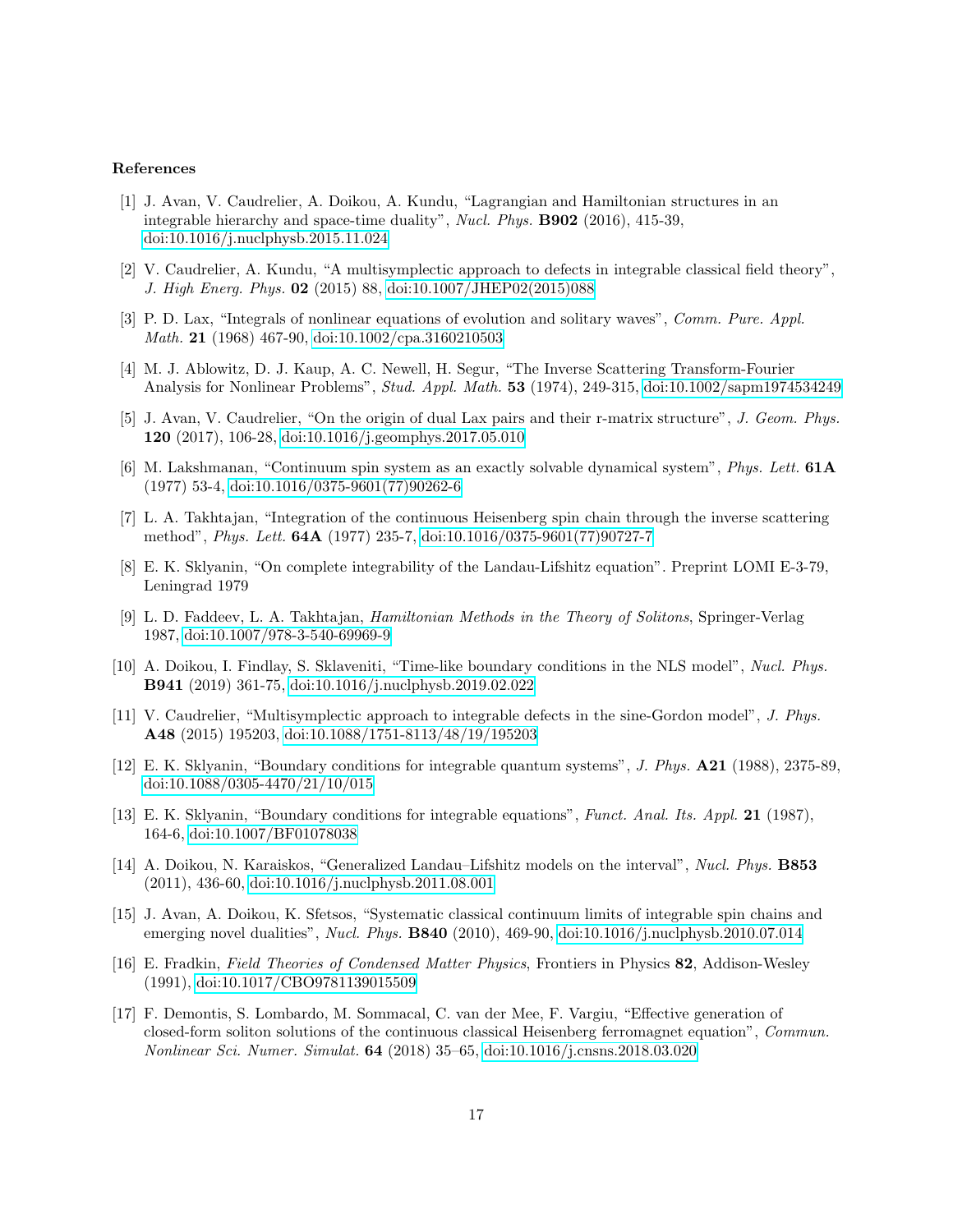**References**

[1] J. Avan, V. Caudrelier, A. Doikou, A. Kundu, "Lagrangian and Hamiltonian structures in an integrable hierarchy and space-time duality", *Nucl. Phys.* **B902** (2016), 415-39, doi:10.1016/j.nuclphysb.2015.11.024

[2] V. Caudrelier, A. Kundu, "A multisymplectic approach to defects in integrable classical field theory", *J. High Energ. Phys.* **02** (2015) 88, doi:10.1007/JHEP02(2015)088

[3] P. D. Lax, "Integrals of nonlinear equations of evolution and solitary waves", *Comm. Pure. Appl. Math.* **21** (1968) 467-90, doi:10.1002/cpa.3160210503

[4] M. J. Ablowitz, D. J. Kaup, A. C. Newell, H. Segur, "The Inverse Scattering Transform-Fourier Analysis for Nonlinear Problems", *Stud. Appl. Math.* **53** (1974), 249-315, doi:10.1002/sapm1974534249

[5] J. Avan, V. Caudrelier, "On the origin of dual Lax pairs and their r-matrix structure", *J. Geom. Phys.* **120** (2017), 106-28, doi:10.1016/j.geomphys.2017.05.010

[6] M. Lakshmanan, "Continuum spin system as an exactly solvable dynamical system", *Phys. Lett.* **61A** (1977) 53-4, doi:10.1016/0375-9601(77)90262-6

[7] L. A. Takhtajan, "Integration of the continuous Heisenberg spin chain through the inverse scattering method", *Phys. Lett.* **64A** (1977) 235-7, doi:10.1016/0375-9601(77)90727-7

[8] E. K. Sklyanin, "On complete integrability of the Landau-Lifshitz equation". Preprint LOMI E-3-79, Leningrad 1979

[9] L. D. Faddeev, L. A. Takhtajan, *Hamiltonian Methods in the Theory of Solitons*, Springer-Verlag 1987, doi:10.1007/978-3-540-69969-9

[10] A. Doikou, I. Findlay, S. Sklaveniti, "Time-like boundary conditions in the NLS model", *Nucl. Phys.* **B941** (2019) 361-75, doi:10.1016/j.nuclphysb.2019.02.022

[11] V. Caudrelier, "Multisymplectic approach to integrable defects in the sine-Gordon model", *J. Phys.* **A48** (2015) 195203, doi:10.1088/1751-8113/48/19/195203

[12] E. K. Sklyanin, "Boundary conditions for integrable quantum systems", *J. Phys.* **A21** (1988), 2375-89, doi:10.1088/0305-4470/21/10/015

[13] E. K. Sklyanin, "Boundary conditions for integrable equations", *Funct. Anal. Its. Appl.* **21** (1987), 164-6, doi:10.1007/BF01078038

[14] A. Doikou, N. Karaiskos, "Generalized Landau–Lifshitz models on the interval", *Nucl. Phys.* **B853** (2011), 436-60, doi:10.1016/j.nuclphysb.2011.08.001

[15] J. Avan, A. Doikou, K. Sfetsos, "Systematic classical continuum limits of integrable spin chains and emerging novel dualities", *Nucl. Phys.* **B840** (2010), 469-90, doi:10.1016/j.nuclphysb.2010.07.014

[16] E. Fradkin, *Field Theories of Condensed Matter Physics*, Frontiers in Physics **82**, Addison-Wesley (1991), doi:10.1017/CBO9781139015509

[17] F. Demontis, S. Lombardo, M. Sommacal, C. van der Mee, F. Vargiu, "Effective generation of closed-form soliton solutions of the continuous classical Heisenberg ferromagnet equation", *Commun. Nonlinear Sci. Numer. Simulat.* **64** (2018) 35–65, doi:10.1016/j.cnsns.2018.03.020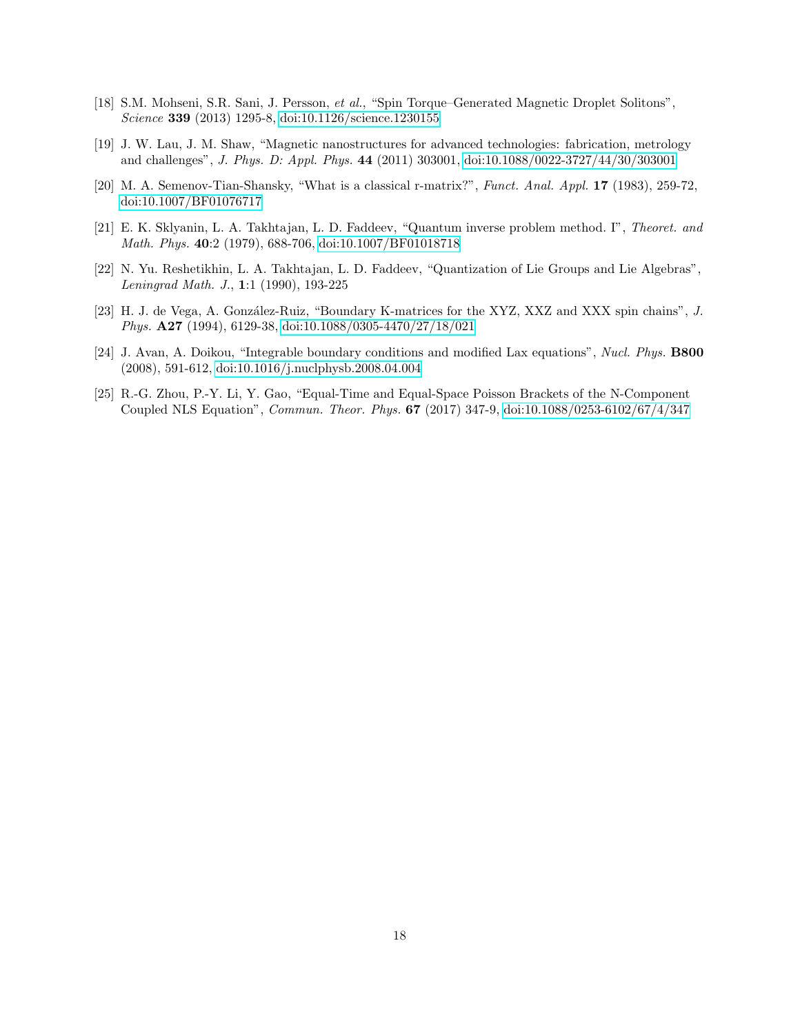[18] S.M. Mohseni, S.R. Sani, J. Persson, *et al.*, "Spin Torque–Generated Magnetic Droplet Solitons", *Science* **339** (2013) 1295-8, doi:10.1126/science.1230155

[19] J. W. Lau, J. M. Shaw, "Magnetic nanostructures for advanced technologies: fabrication, metrology and challenges", *J. Phys. D: Appl. Phys.* **44** (2011) 303001, doi:10.1088/0022-3727/44/30/303001

[20] M. A. Semenov-Tian-Shansky, "What is a classical r-matrix?", *Funct. Anal. Appl.* **17** (1983), 259-72, doi:10.1007/BF01076717

[21] E. K. Sklyanin, L. A. Takhtajan, L. D. Faddeev, "Quantum inverse problem method. I", *Theoret. and Math. Phys.* **40**:2 (1979), 688-706, doi:10.1007/BF01018718

[22] N. Yu. Reshetikhin, L. A. Takhtajan, L. D. Faddeev, "Quantization of Lie Groups and Lie Algebras", *Leningrad Math. J.*, **1**:1 (1990), 193-225

[23] H. J. de Vega, A. González-Ruiz, "Boundary K-matrices for the XYZ, XXZ and XXX spin chains", *J. Phys.* **A27** (1994), 6129-38, doi:10.1088/0305-4470/27/18/021

[24] J. Avan, A. Doikou, "Integrable boundary conditions and modified Lax equations", *Nucl. Phys.* **B800** (2008), 591-612, doi:10.1016/j.nuclphysb.2008.04.004

[25] R.-G. Zhou, P.-Y. Li, Y. Gao, "Equal-Time and Equal-Space Poisson Brackets of the N-Component Coupled NLS Equation", *Commun. Theor. Phys.* **67** (2017) 347-9, doi:10.1088/0253-6102/67/4/347